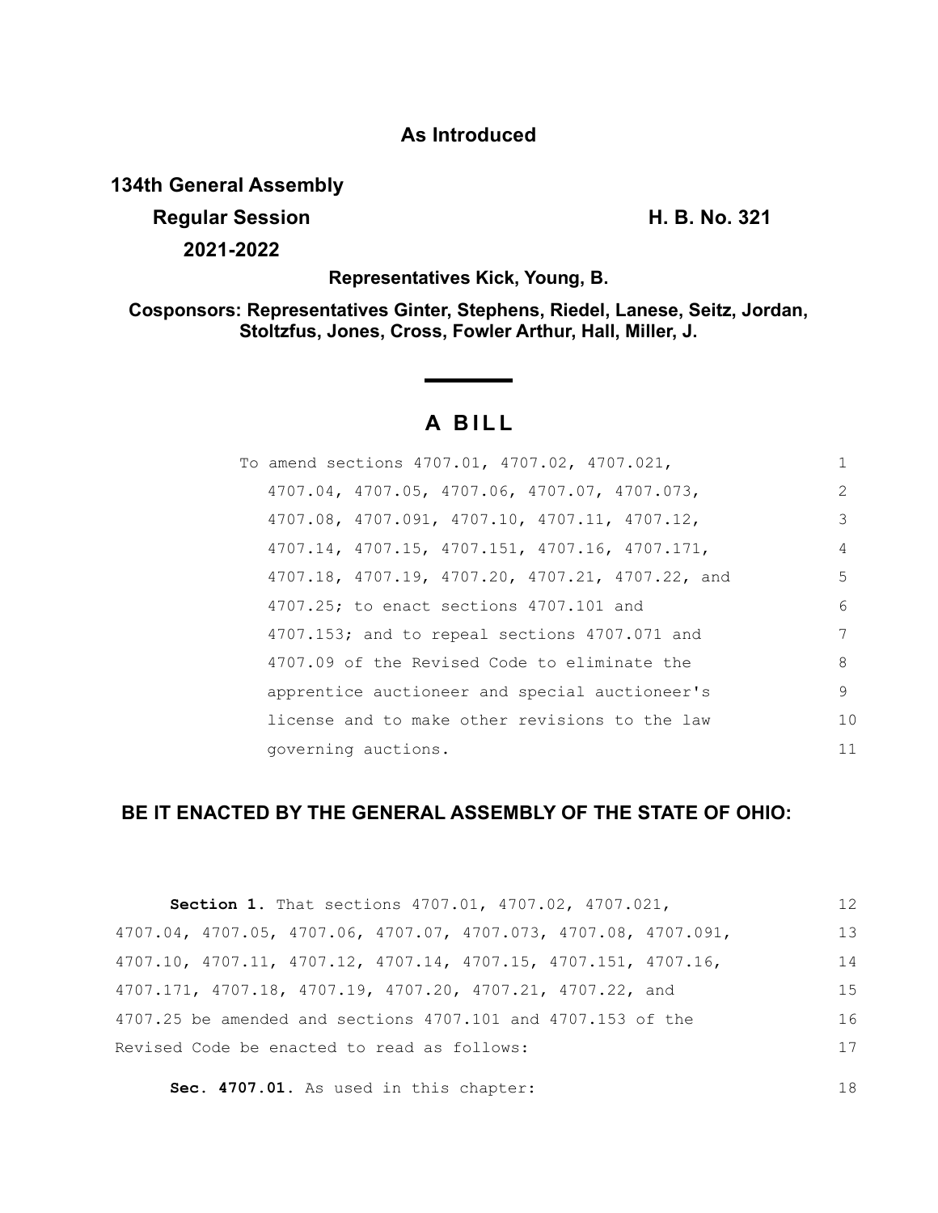**As Introduced**

**134th General Assembly**

**Regular Session**

**2021-2022**

**H. B. No. 321**

**Representatives Kick, Young, B.**

**Cosponsors: Representatives Ginter, Stephens, Riedel, Lanese, Seitz, Jordan, Stoltzfus, Jones, Cross, Fowler Arthur, Hall, Miller, J.**

# A BILL

To amend sections 4707.01, 4707.02, 4707.021, 4707.04, 4707.05, 4707.06, 4707.07, 4707.073, 4707.08, 4707.091, 4707.10, 4707.11, 4707.12, 4707.14, 4707.15, 4707.151, 4707.16, 4707.171, 4707.18, 4707.19, 4707.20, 4707.21, 4707.22, and 4707.25; to enact sections 4707.101 and 4707.153; and to repeal sections 4707.071 and 4707.09 of the Revised Code to eliminate the apprentice auctioneer and special auctioneer's license and to make other revisions to the law governing auctions.

## BE IT ENACTED BY THE GENERAL ASSEMBLY OF THE STATE OF OHIO:

**Section 1.** That sections 4707.01, 4707.02, 4707.021, 4707.04, 4707.05, 4707.06, 4707.07, 4707.073, 4707.08, 4707.091, 4707.10, 4707.11, 4707.12, 4707.14, 4707.15, 4707.151, 4707.16, 4707.171, 4707.18, 4707.19, 4707.20, 4707.21, 4707.22, and 4707.25 be amended and sections 4707.101 and 4707.153 of the Revised Code be enacted to read as follows:

**Sec. 4707.01.** As used in this chapter: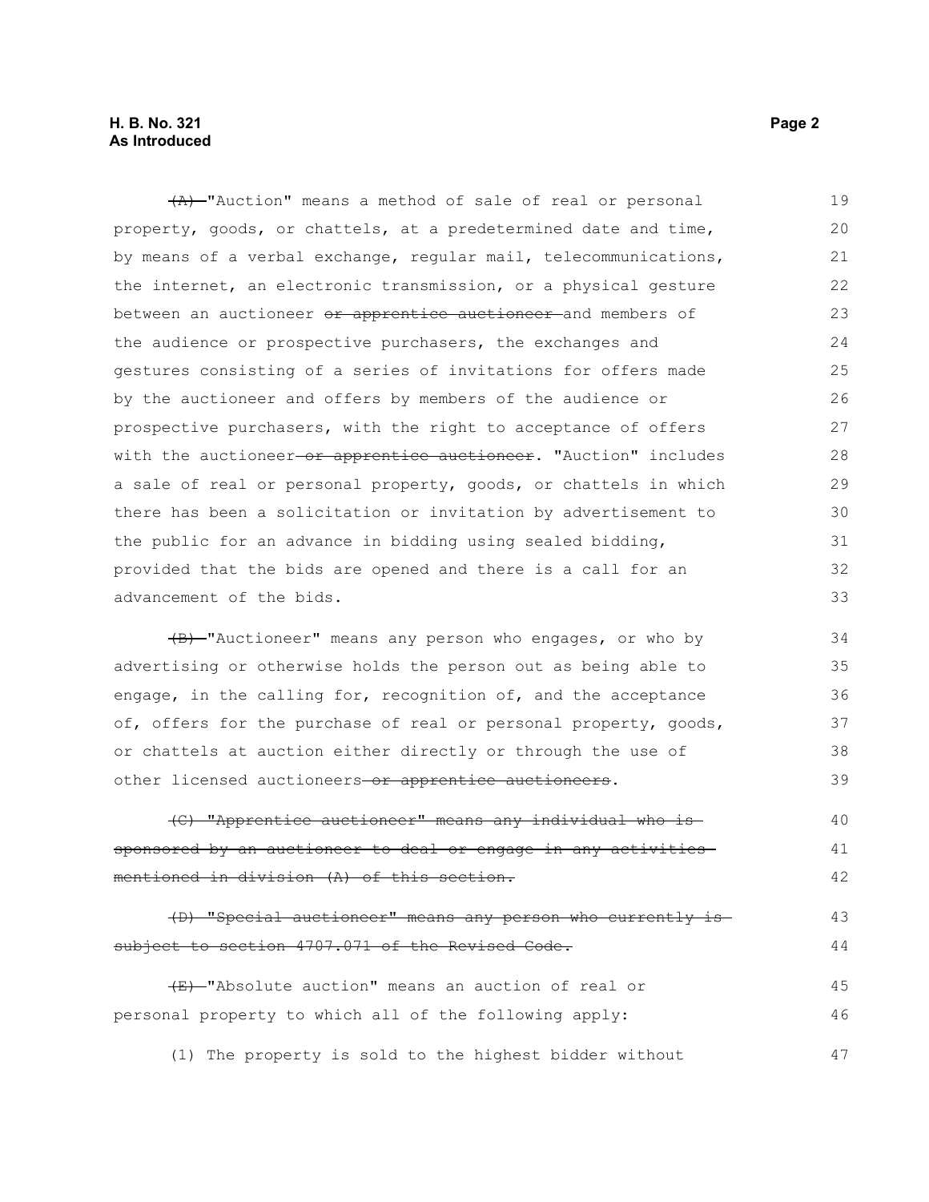~~(A)~~ "Auction" means a method of sale of real or personal property, goods, or chattels, at a predetermined date and time, by means of a verbal exchange, regular mail, telecommunications, the internet, an electronic transmission, or a physical gesture between an auctioneer ~~or apprentice auctioneer~~ and members of the audience or prospective purchasers, the exchanges and gestures consisting of a series of invitations for offers made by the auctioneer and offers by members of the audience or prospective purchasers, with the right to acceptance of offers with the auctioneer ~~or apprentice auctioneer~~. "Auction" includes a sale of real or personal property, goods, or chattels in which there has been a solicitation or invitation by advertisement to the public for an advance in bidding using sealed bidding, provided that the bids are opened and there is a call for an advancement of the bids.

~~(B)~~ "Auctioneer" means any person who engages, or who by advertising or otherwise holds the person out as being able to engage, in the calling for, recognition of, and the acceptance of, offers for the purchase of real or personal property, goods, or chattels at auction either directly or through the use of other licensed auctioneers ~~or apprentice auctioneers~~.

~~(C) "Apprentice auctioneer" means any individual who is sponsored by an auctioneer to deal or engage in any activities mentioned in division (A) of this section.~~

~~(D) "Special auctioneer" means any person who currently is subject to section 4707.071 of the Revised Code.~~

~~(E)~~ "Absolute auction" means an auction of real or personal property to which all of the following apply:

(1) The property is sold to the highest bidder without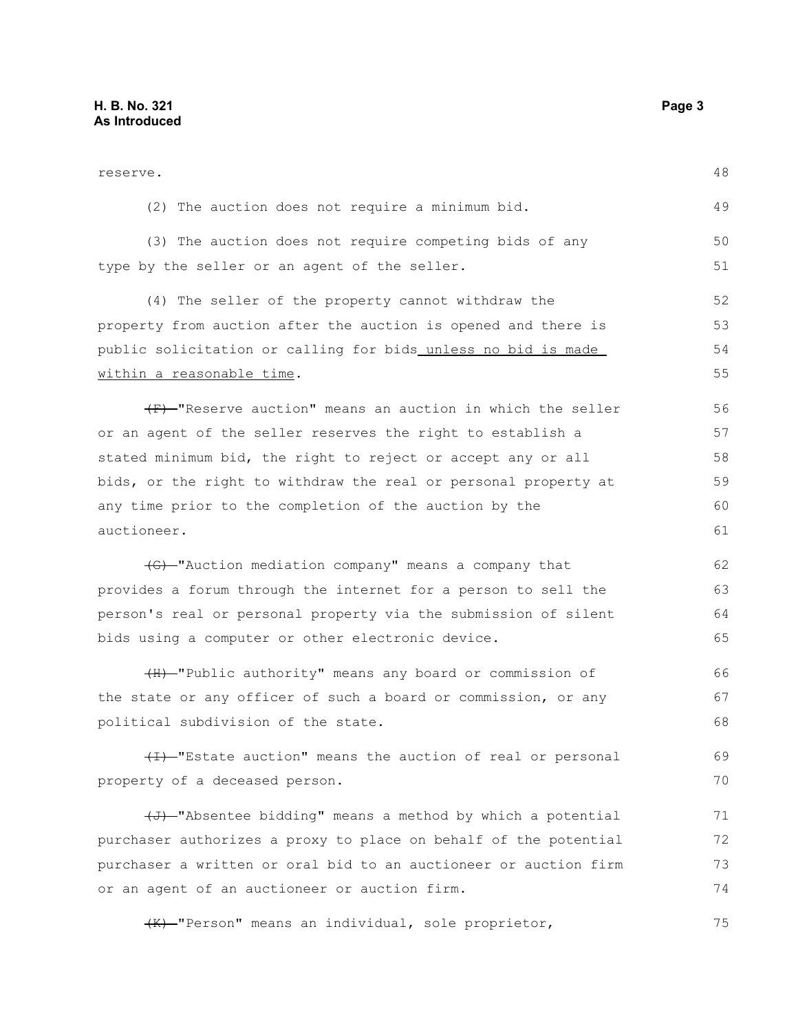reserve.

(2) The auction does not require a minimum bid.

(3) The auction does not require competing bids of any type by the seller or an agent of the seller.

(4) The seller of the property cannot withdraw the property from auction after the auction is opened and there is public solicitation or calling for bids <u>unless no bid is made within a reasonable time</u>.

~~(F)~~ "Reserve auction" means an auction in which the seller or an agent of the seller reserves the right to establish a stated minimum bid, the right to reject or accept any or all bids, or the right to withdraw the real or personal property at any time prior to the completion of the auction by the auctioneer.

~~(G)~~ "Auction mediation company" means a company that provides a forum through the internet for a person to sell the person's real or personal property via the submission of silent bids using a computer or other electronic device.

~~(H)~~ "Public authority" means any board or commission of the state or any officer of such a board or commission, or any political subdivision of the state.

~~(I)~~ "Estate auction" means the auction of real or personal property of a deceased person.

~~(J)~~ "Absentee bidding" means a method by which a potential purchaser authorizes a proxy to place on behalf of the potential purchaser a written or oral bid to an auctioneer or auction firm or an agent of an auctioneer or auction firm.

~~(K)~~ "Person" means an individual, sole proprietor,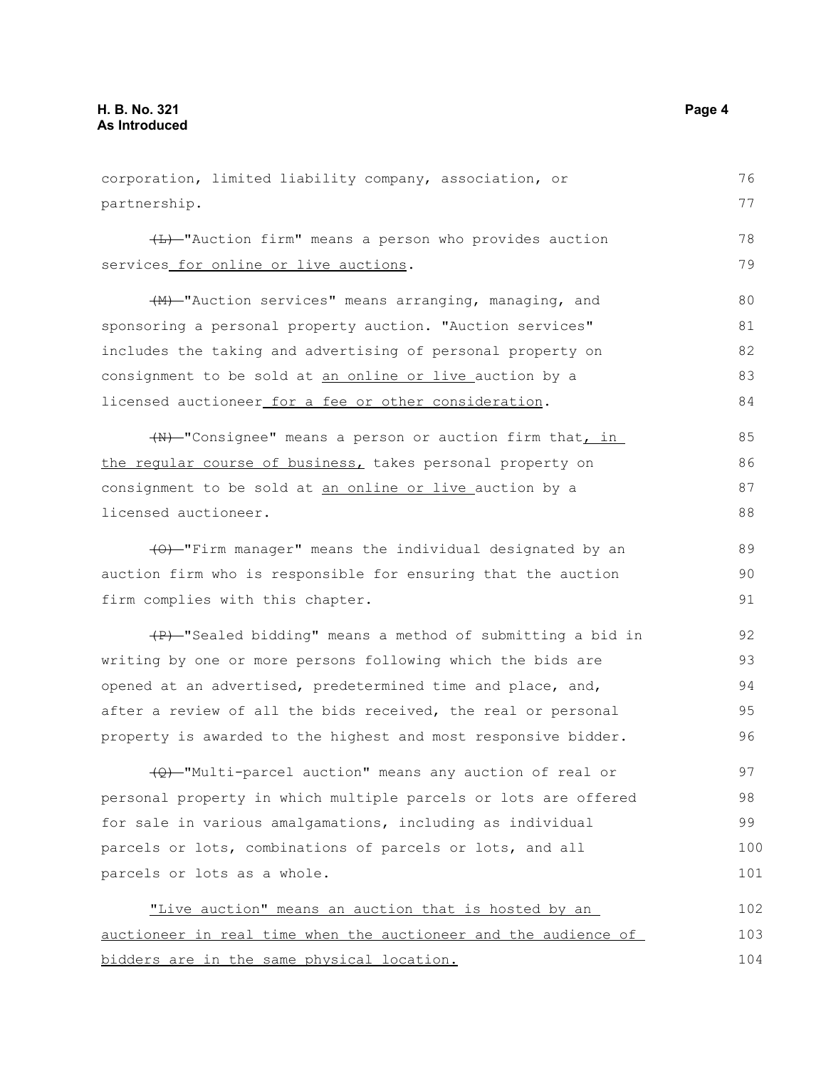corporation, limited liability company, association, or partnership.

~~(L)~~ "Auction firm" means a person who provides auction services for online or live auctions.

~~(M)~~ "Auction services" means arranging, managing, and sponsoring a personal property auction. "Auction services" includes the taking and advertising of personal property on consignment to be sold at an online or live auction by a licensed auctioneer for a fee or other consideration.

~~(N)~~ "Consignee" means a person or auction firm that, in the regular course of business, takes personal property on consignment to be sold at an online or live auction by a licensed auctioneer.

~~(O)~~ "Firm manager" means the individual designated by an auction firm who is responsible for ensuring that the auction firm complies with this chapter.

~~(P)~~ "Sealed bidding" means a method of submitting a bid in writing by one or more persons following which the bids are opened at an advertised, predetermined time and place, and, after a review of all the bids received, the real or personal property is awarded to the highest and most responsive bidder.

~~(Q)~~ "Multi-parcel auction" means any auction of real or personal property in which multiple parcels or lots are offered for sale in various amalgamations, including as individual parcels or lots, combinations of parcels or lots, and all parcels or lots as a whole.

"Live auction" means an auction that is hosted by an auctioneer in real time when the auctioneer and the audience of bidders are in the same physical location.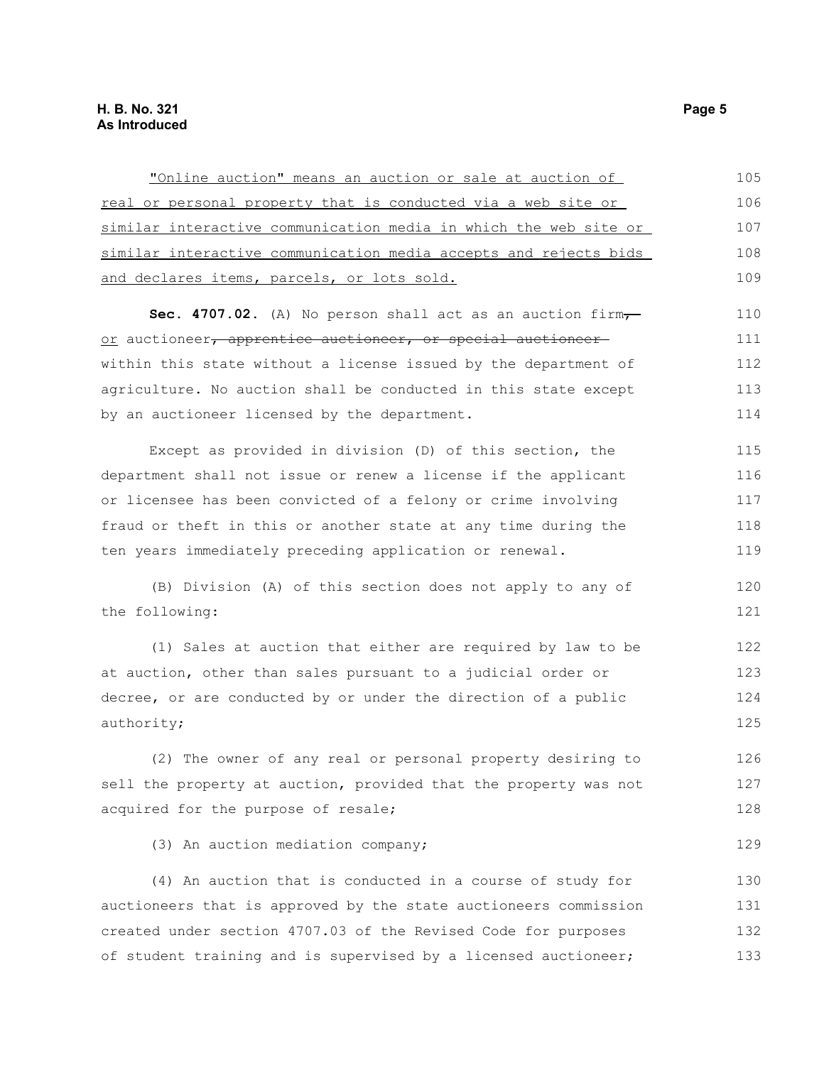"Online auction" means an auction or sale at auction of real or personal property that is conducted via a web site or similar interactive communication media in which the web site or similar interactive communication media accepts and rejects bids and declares items, parcels, or lots sold.

**Sec. 4707.02.** (A) No person shall act as an auction firm, or auctioneer, apprentice auctioneer, or special auctioneer within this state without a license issued by the department of agriculture. No auction shall be conducted in this state except by an auctioneer licensed by the department.

Except as provided in division (D) of this section, the department shall not issue or renew a license if the applicant or licensee has been convicted of a felony or crime involving fraud or theft in this or another state at any time during the ten years immediately preceding application or renewal.

(B) Division (A) of this section does not apply to any of the following:

(1) Sales at auction that either are required by law to be at auction, other than sales pursuant to a judicial order or decree, or are conducted by or under the direction of a public authority;

(2) The owner of any real or personal property desiring to sell the property at auction, provided that the property was not acquired for the purpose of resale;

(3) An auction mediation company;

(4) An auction that is conducted in a course of study for auctioneers that is approved by the state auctioneers commission created under section 4707.03 of the Revised Code for purposes of student training and is supervised by a licensed auctioneer;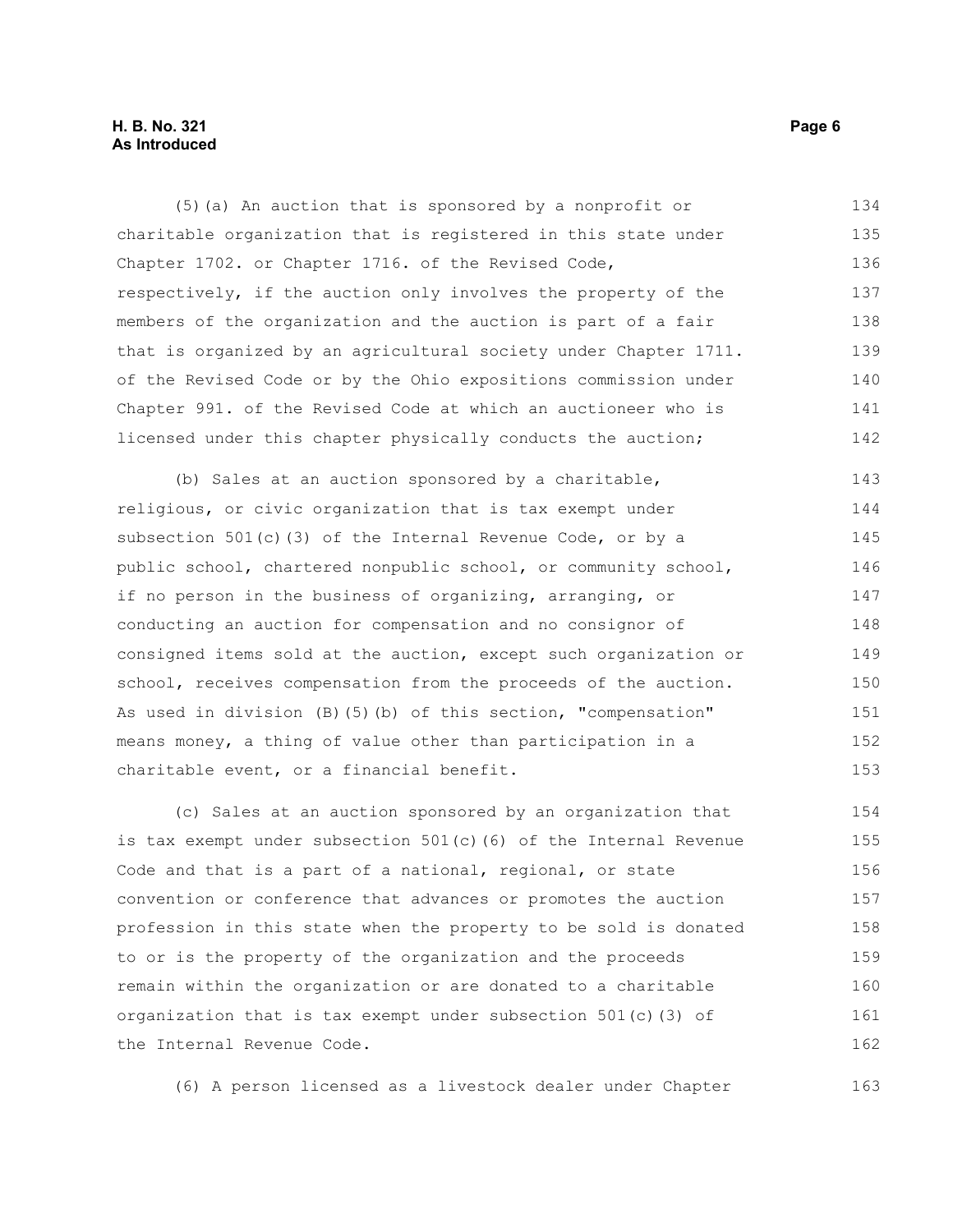(5)(a) An auction that is sponsored by a nonprofit or charitable organization that is registered in this state under Chapter 1702. or Chapter 1716. of the Revised Code, respectively, if the auction only involves the property of the members of the organization and the auction is part of a fair that is organized by an agricultural society under Chapter 1711. of the Revised Code or by the Ohio expositions commission under Chapter 991. of the Revised Code at which an auctioneer who is licensed under this chapter physically conducts the auction;

(b) Sales at an auction sponsored by a charitable, religious, or civic organization that is tax exempt under subsection 501(c)(3) of the Internal Revenue Code, or by a public school, chartered nonpublic school, or community school, if no person in the business of organizing, arranging, or conducting an auction for compensation and no consignor of consigned items sold at the auction, except such organization or school, receives compensation from the proceeds of the auction. As used in division (B)(5)(b) of this section, "compensation" means money, a thing of value other than participation in a charitable event, or a financial benefit.

(c) Sales at an auction sponsored by an organization that is tax exempt under subsection 501(c)(6) of the Internal Revenue Code and that is a part of a national, regional, or state convention or conference that advances or promotes the auction profession in this state when the property to be sold is donated to or is the property of the organization and the proceeds remain within the organization or are donated to a charitable organization that is tax exempt under subsection 501(c)(3) of the Internal Revenue Code.

(6) A person licensed as a livestock dealer under Chapter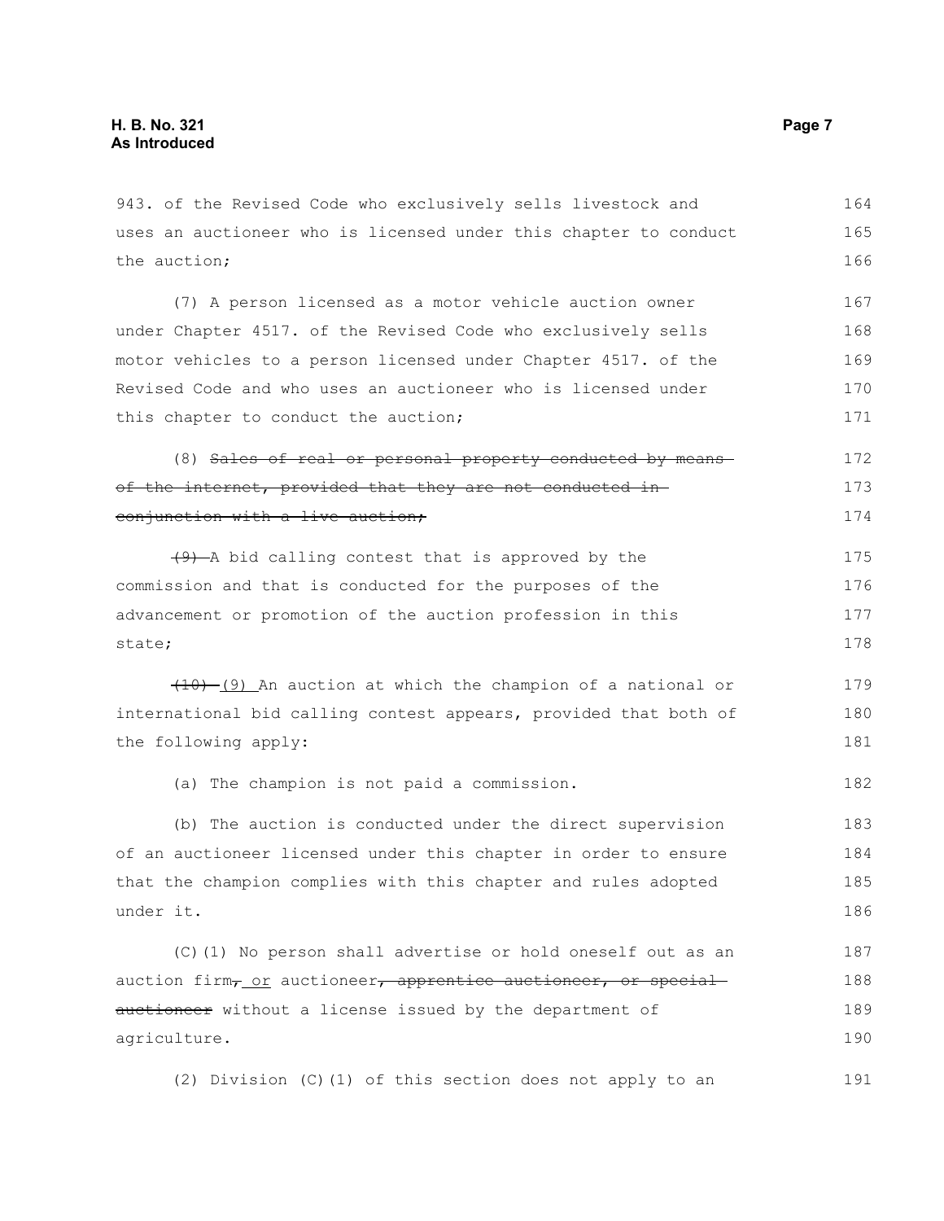943. of the Revised Code who exclusively sells livestock and uses an auctioneer who is licensed under this chapter to conduct the auction;

(7) A person licensed as a motor vehicle auction owner under Chapter 4517. of the Revised Code who exclusively sells motor vehicles to a person licensed under Chapter 4517. of the Revised Code and who uses an auctioneer who is licensed under this chapter to conduct the auction;

(8) ~~Sales of real or personal property conducted by means of the internet, provided that they are not conducted in conjunction with a live auction;~~

~~(9)~~ A bid calling contest that is approved by the commission and that is conducted for the purposes of the advancement or promotion of the auction profession in this state;

~~(10)~~ <u>(9)</u> An auction at which the champion of a national or international bid calling contest appears, provided that both of the following apply:

(a) The champion is not paid a commission.

(b) The auction is conducted under the direct supervision of an auctioneer licensed under this chapter in order to ensure that the champion complies with this chapter and rules adopted under it.

(C)(1) No person shall advertise or hold oneself out as an auction firm~~,~~ <u>or</u> auctioneer~~, apprentice auctioneer, or special auctioneer~~ without a license issued by the department of agriculture.

(2) Division (C)(1) of this section does not apply to an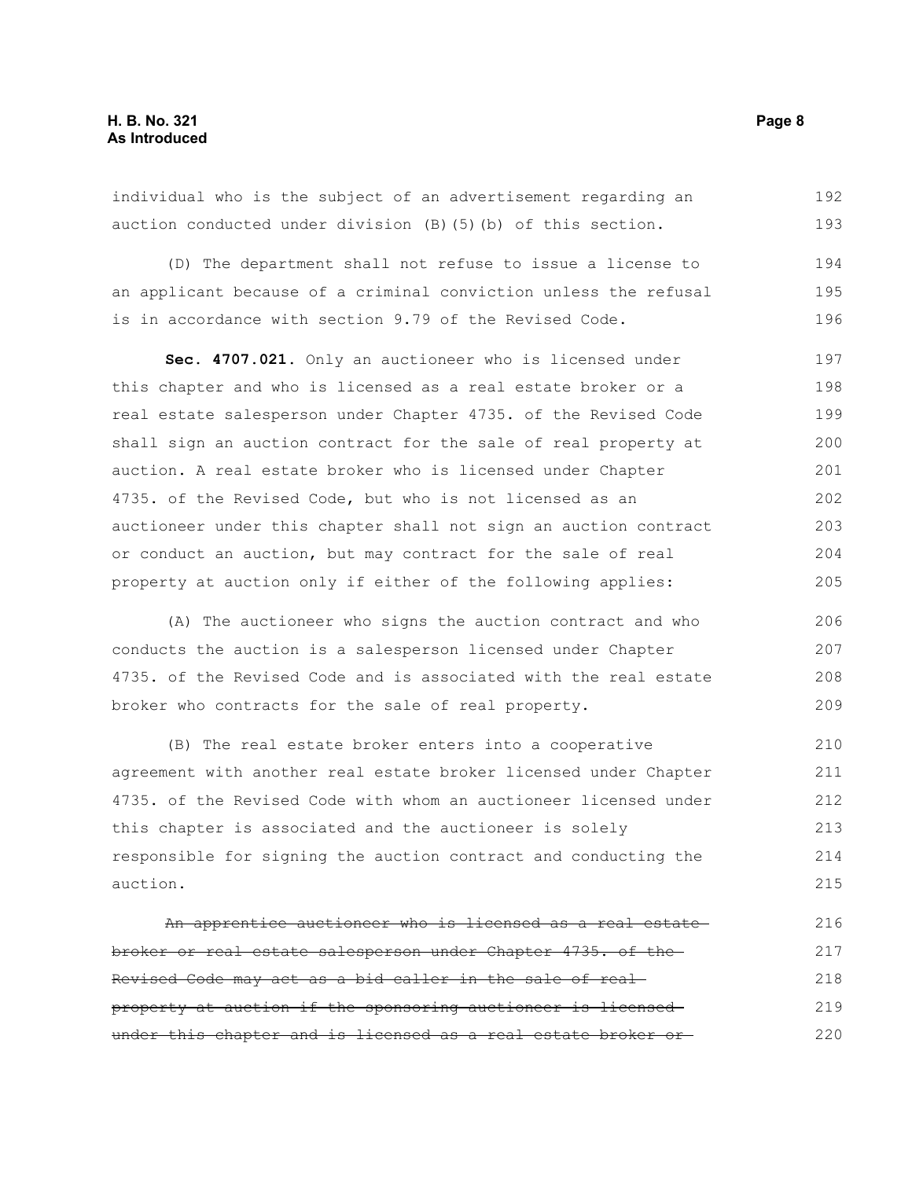individual who is the subject of an advertisement regarding an auction conducted under division (B)(5)(b) of this section.

(D) The department shall not refuse to issue a license to an applicant because of a criminal conviction unless the refusal is in accordance with section 9.79 of the Revised Code.

**Sec. 4707.021.** Only an auctioneer who is licensed under this chapter and who is licensed as a real estate broker or a real estate salesperson under Chapter 4735. of the Revised Code shall sign an auction contract for the sale of real property at auction. A real estate broker who is licensed under Chapter 4735. of the Revised Code, but who is not licensed as an auctioneer under this chapter shall not sign an auction contract or conduct an auction, but may contract for the sale of real property at auction only if either of the following applies:

(A) The auctioneer who signs the auction contract and who conducts the auction is a salesperson licensed under Chapter 4735. of the Revised Code and is associated with the real estate broker who contracts for the sale of real property.

(B) The real estate broker enters into a cooperative agreement with another real estate broker licensed under Chapter 4735. of the Revised Code with whom an auctioneer licensed under this chapter is associated and the auctioneer is solely responsible for signing the auction contract and conducting the auction.

~~An apprentice auctioneer who is licensed as a real estate broker or real estate salesperson under Chapter 4735. of the Revised Code may act as a bid caller in the sale of real property at auction if the sponsoring auctioneer is licensed under this chapter and is licensed as a real estate broker or~~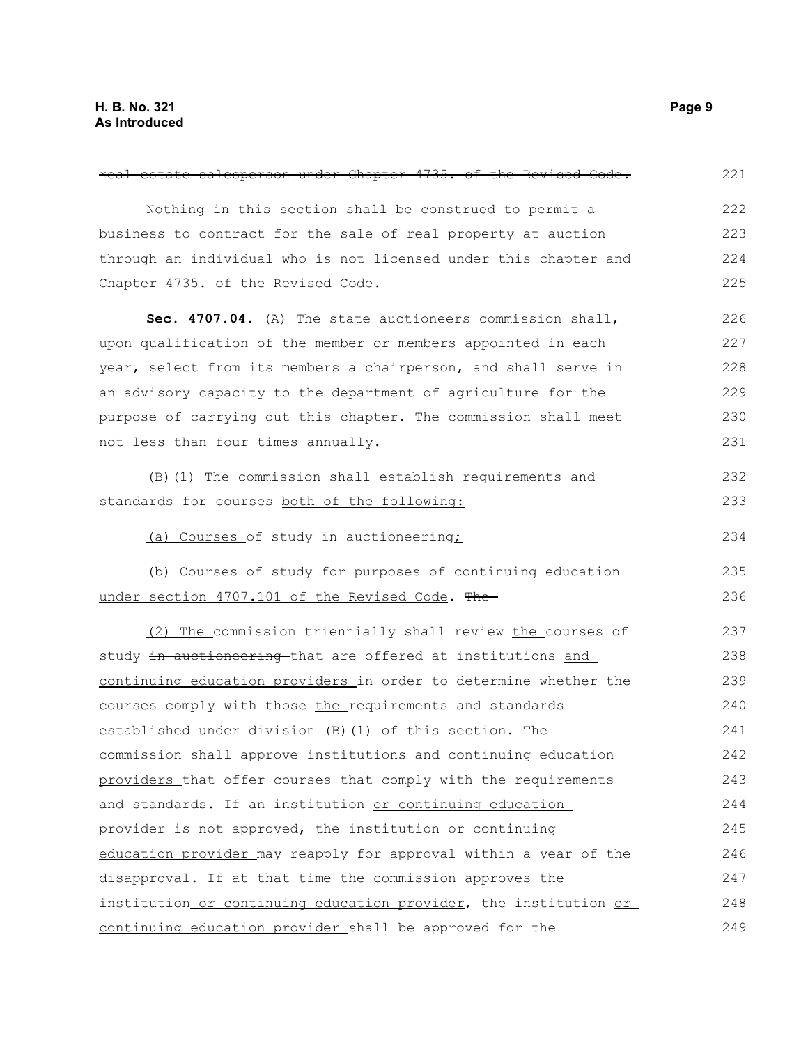~~real estate salesperson under Chapter 4735. of the Revised Code.~~

Nothing in this section shall be construed to permit a business to contract for the sale of real property at auction through an individual who is not licensed under this chapter and Chapter 4735. of the Revised Code.

**Sec. 4707.04.** (A) The state auctioneers commission shall, upon qualification of the member or members appointed in each year, select from its members a chairperson, and shall serve in an advisory capacity to the department of agriculture for the purpose of carrying out this chapter. The commission shall meet not less than four times annually.

(B)<u>(1)</u> The commission shall establish requirements and standards for ~~courses~~ <u>both of the following:</u>

<u>(a) Courses</u> of study in auctioneering<u>;</u>

<u>(b) Courses of study for purposes of continuing education under section 4707.101 of the Revised Code</u>. ~~The~~

<u>(2) The</u> commission triennially shall review <u>the</u> courses of study ~~in auctioneering~~ that are offered at institutions <u>and continuing education providers</u> in order to determine whether the courses comply with ~~those~~ <u>the</u> requirements and standards <u>established under division (B)(1) of this section</u>. The commission shall approve institutions <u>and continuing education providers</u> that offer courses that comply with the requirements and standards. If an institution <u>or continuing education provider</u> is not approved, the institution <u>or continuing education provider</u> may reapply for approval within a year of the disapproval. If at that time the commission approves the institution<u> or continuing education provider</u>, the institution <u>or continuing education provider</u> shall be approved for the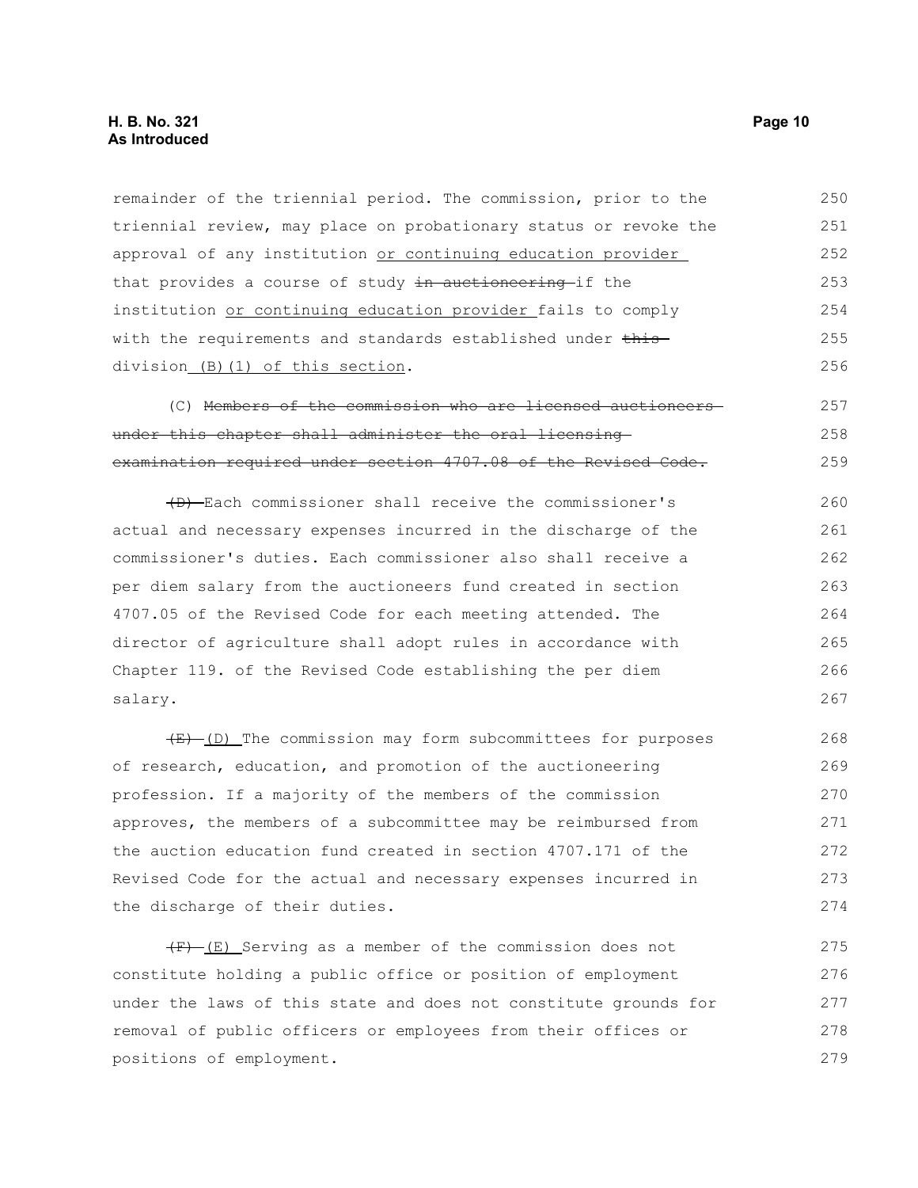remainder of the triennial period. The commission, prior to the triennial review, may place on probationary status or revoke the approval of any institution <u>or continuing education provider</u> that provides a course of study ~~in auctioneering~~ if the institution <u>or continuing education provider</u> fails to comply with the requirements and standards established under ~~this~~ division <u>(B)(1) of this section</u>.

(C) ~~Members of the commission who are licensed auctioneers under this chapter shall administer the oral licensing examination required under section 4707.08 of the Revised Code.~~

~~(D)~~ Each commissioner shall receive the commissioner's actual and necessary expenses incurred in the discharge of the commissioner's duties. Each commissioner also shall receive a per diem salary from the auctioneers fund created in section 4707.05 of the Revised Code for each meeting attended. The director of agriculture shall adopt rules in accordance with Chapter 119. of the Revised Code establishing the per diem salary.

~~(E)~~ <u>(D)</u> The commission may form subcommittees for purposes of research, education, and promotion of the auctioneering profession. If a majority of the members of the commission approves, the members of a subcommittee may be reimbursed from the auction education fund created in section 4707.171 of the Revised Code for the actual and necessary expenses incurred in the discharge of their duties.

~~(F)~~ <u>(E)</u> Serving as a member of the commission does not constitute holding a public office or position of employment under the laws of this state and does not constitute grounds for removal of public officers or employees from their offices or positions of employment.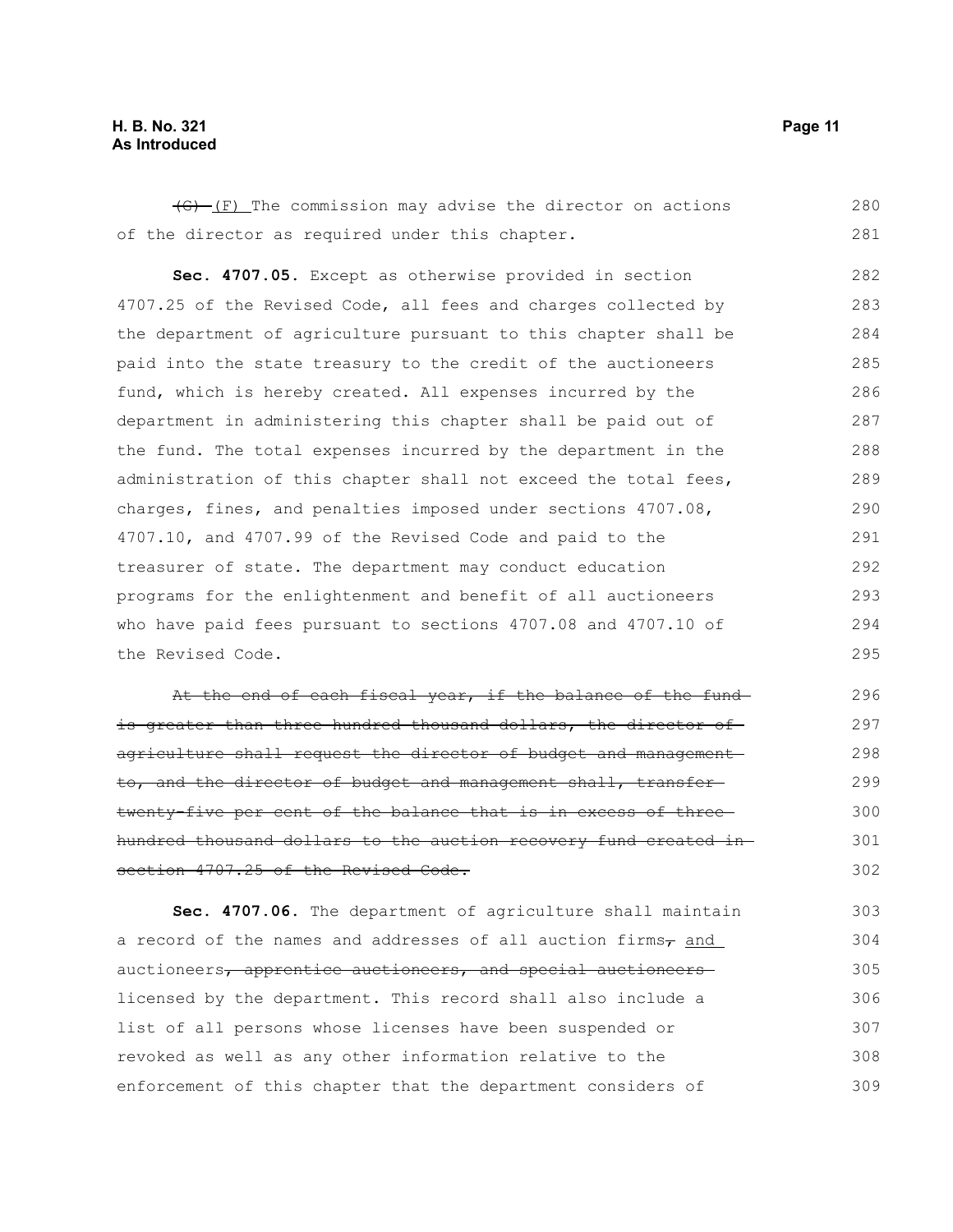~~(G)~~ (F) The commission may advise the director on actions of the director as required under this chapter.

**Sec. 4707.05.** Except as otherwise provided in section 4707.25 of the Revised Code, all fees and charges collected by the department of agriculture pursuant to this chapter shall be paid into the state treasury to the credit of the auctioneers fund, which is hereby created. All expenses incurred by the department in administering this chapter shall be paid out of the fund. The total expenses incurred by the department in the administration of this chapter shall not exceed the total fees, charges, fines, and penalties imposed under sections 4707.08, 4707.10, and 4707.99 of the Revised Code and paid to the treasurer of state. The department may conduct education programs for the enlightenment and benefit of all auctioneers who have paid fees pursuant to sections 4707.08 and 4707.10 of the Revised Code.

~~At the end of each fiscal year, if the balance of the fund is greater than three hundred thousand dollars, the director of agriculture shall request the director of budget and management to, and the director of budget and management shall, transfer twenty-five per cent of the balance that is in excess of three hundred thousand dollars to the auction recovery fund created in section 4707.25 of the Revised Code.~~

**Sec. 4707.06.** The department of agriculture shall maintain a record of the names and addresses of all auction firms~~,~~ and auctioneers~~, apprentice auctioneers, and special auctioneers~~ licensed by the department. This record shall also include a list of all persons whose licenses have been suspended or revoked as well as any other information relative to the enforcement of this chapter that the department considers of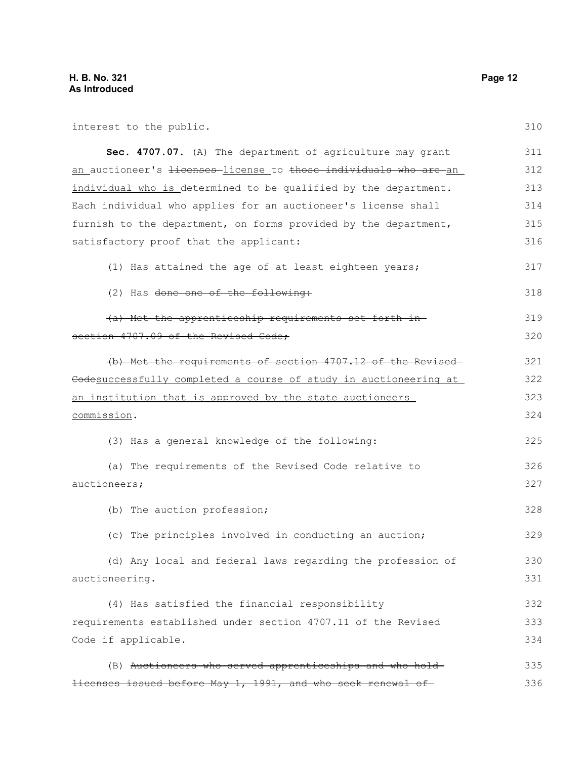interest to the public.

**Sec. 4707.07.** (A) The department of agriculture may grant <ins>an</ins> auctioneer's ~~licenses~~ <ins>license</ins> to ~~those individuals who are~~ <ins>an individual who is</ins> determined to be qualified by the department. Each individual who applies for an auctioneer's license shall furnish to the department, on forms provided by the department, satisfactory proof that the applicant:

(1) Has attained the age of at least eighteen years;

(2) Has ~~done one of the following:~~

~~(a) Met the apprenticeship requirements set forth in section 4707.09 of the Revised Code;~~

~~(b) Met the requirements of section 4707.12 of the Revised Code~~<ins>successfully completed a course of study in auctioneering at an institution that is approved by the state auctioneers commission</ins>.

(3) Has a general knowledge of the following:

(a) The requirements of the Revised Code relative to auctioneers;

(b) The auction profession;

(c) The principles involved in conducting an auction;

(d) Any local and federal laws regarding the profession of auctioneering.

(4) Has satisfied the financial responsibility requirements established under section 4707.11 of the Revised Code if applicable.

(B) ~~Auctioneers who served apprenticeships and who hold licenses issued before May 1, 1991, and who seek renewal of~~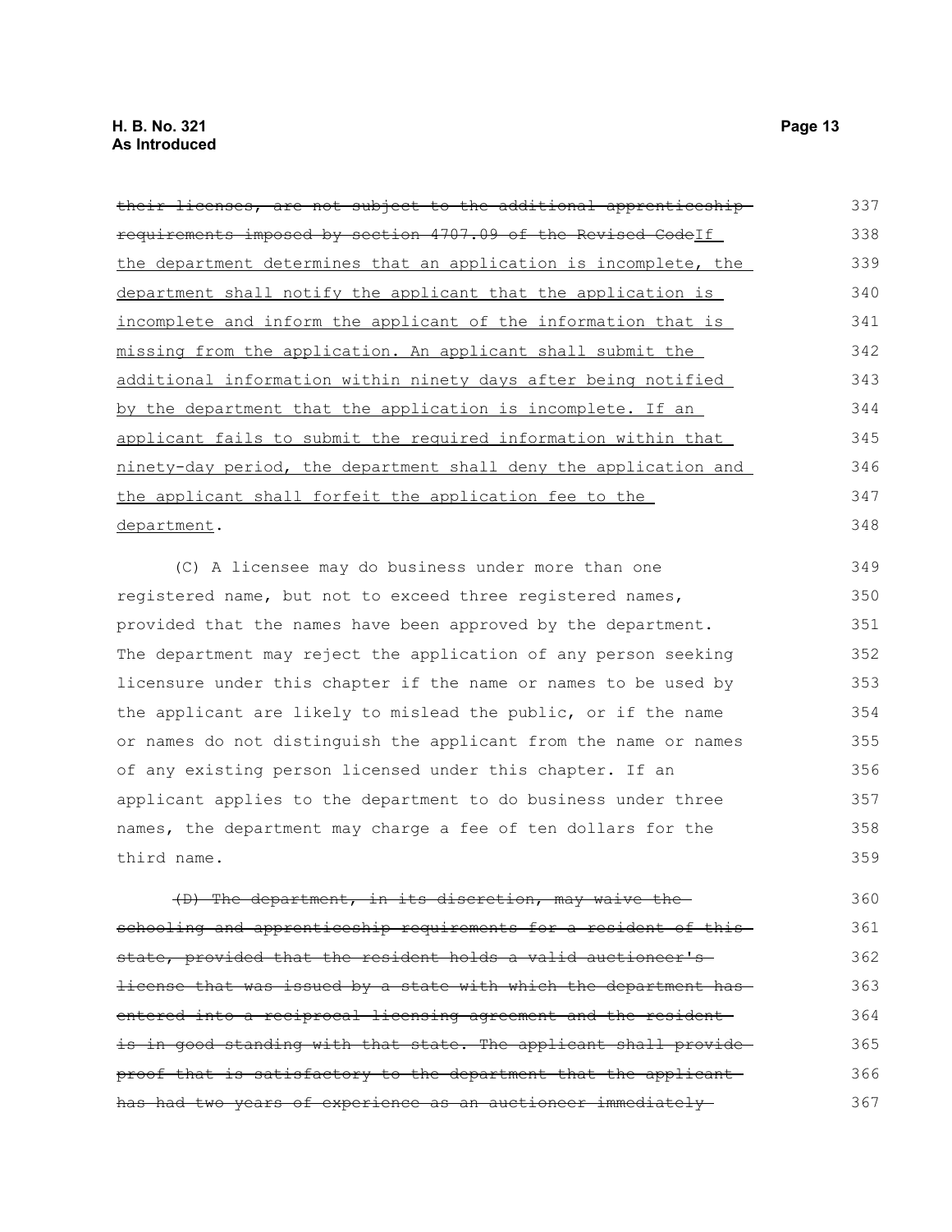~~their licenses, are not subject to the additional apprenticeship requirements imposed by section 4707.09 of the Revised Code~~<ins>If the department determines that an application is incomplete, the department shall notify the applicant that the application is incomplete and inform the applicant of the information that is missing from the application. An applicant shall submit the additional information within ninety days after being notified by the department that the application is incomplete. If an applicant fails to submit the required information within that ninety-day period, the department shall deny the application and the applicant shall forfeit the application fee to the department</ins>.

(C) A licensee may do business under more than one registered name, but not to exceed three registered names, provided that the names have been approved by the department. The department may reject the application of any person seeking licensure under this chapter if the name or names to be used by the applicant are likely to mislead the public, or if the name or names do not distinguish the applicant from the name or names of any existing person licensed under this chapter. If an applicant applies to the department to do business under three names, the department may charge a fee of ten dollars for the third name.

~~(D) The department, in its discretion, may waive the schooling and apprenticeship requirements for a resident of this state, provided that the resident holds a valid auctioneer's license that was issued by a state with which the department has entered into a reciprocal licensing agreement and the resident is in good standing with that state. The applicant shall provide proof that is satisfactory to the department that the applicant has had two years of experience as an auctioneer immediately~~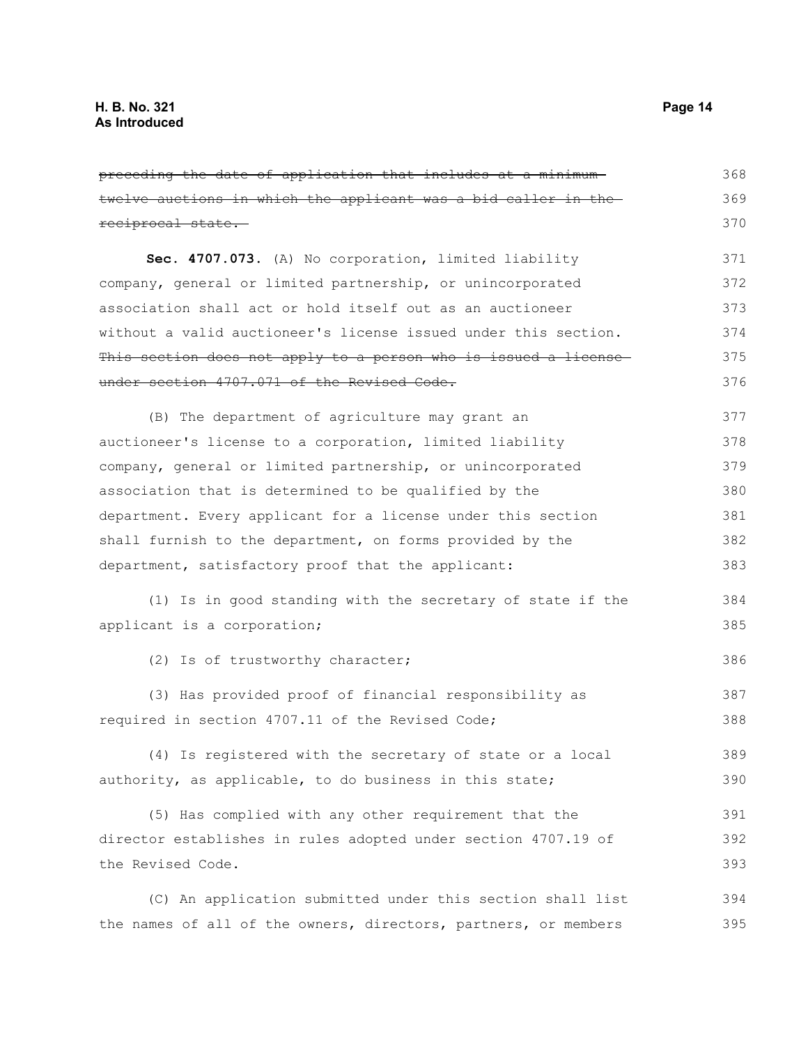~~preceding the date of application that includes at a minimum twelve auctions in which the applicant was a bid caller in the reciprocal state.~~

**Sec. 4707.073.** (A) No corporation, limited liability company, general or limited partnership, or unincorporated association shall act or hold itself out as an auctioneer without a valid auctioneer's license issued under this section. ~~This section does not apply to a person who is issued a license under section 4707.071 of the Revised Code.~~

(B) The department of agriculture may grant an auctioneer's license to a corporation, limited liability company, general or limited partnership, or unincorporated association that is determined to be qualified by the department. Every applicant for a license under this section shall furnish to the department, on forms provided by the department, satisfactory proof that the applicant:

(1) Is in good standing with the secretary of state if the applicant is a corporation;

(2) Is of trustworthy character;

(3) Has provided proof of financial responsibility as required in section 4707.11 of the Revised Code;

(4) Is registered with the secretary of state or a local authority, as applicable, to do business in this state;

(5) Has complied with any other requirement that the director establishes in rules adopted under section 4707.19 of the Revised Code.

(C) An application submitted under this section shall list the names of all of the owners, directors, partners, or members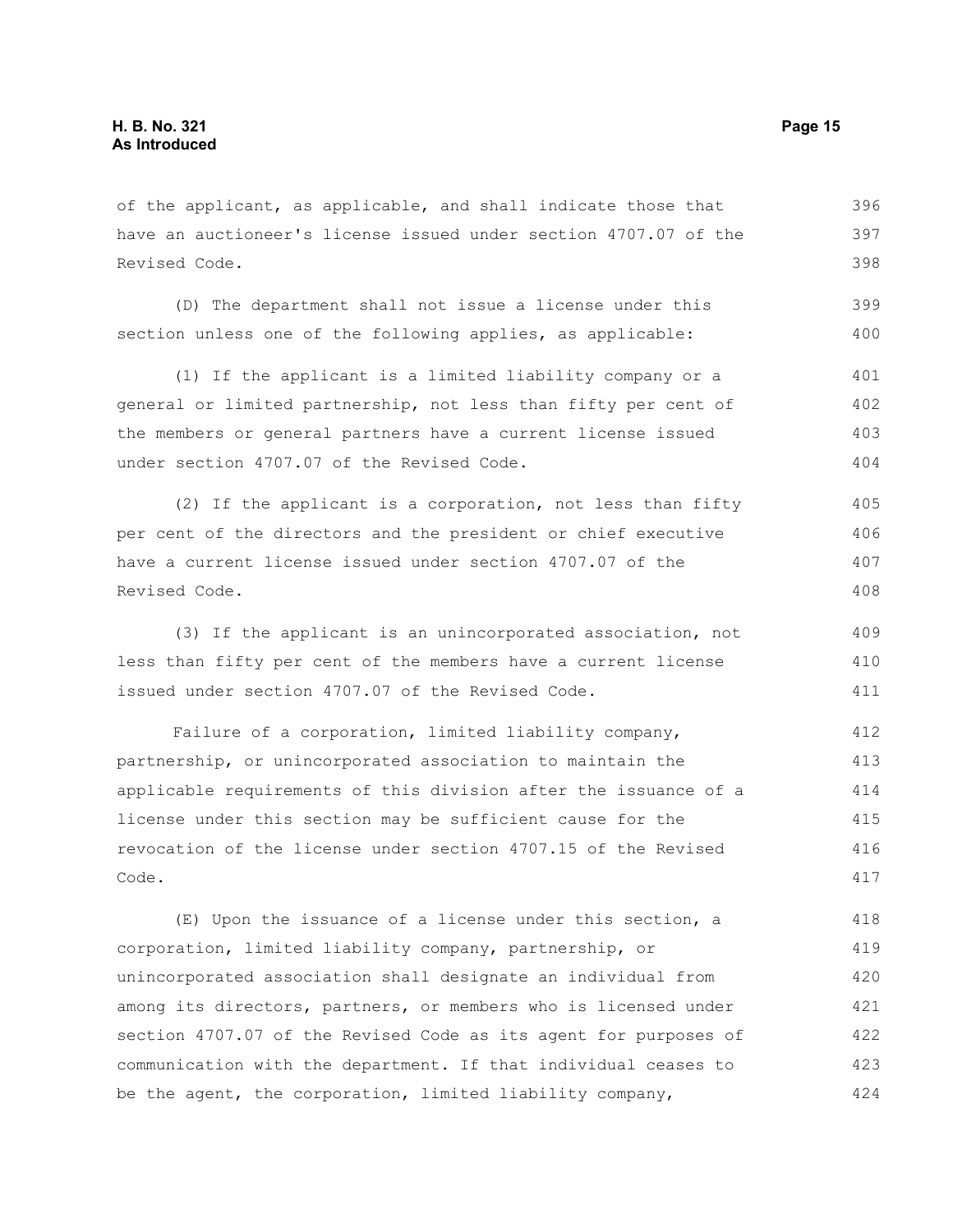of the applicant, as applicable, and shall indicate those that have an auctioneer's license issued under section 4707.07 of the Revised Code.

(D) The department shall not issue a license under this section unless one of the following applies, as applicable:

(1) If the applicant is a limited liability company or a general or limited partnership, not less than fifty per cent of the members or general partners have a current license issued under section 4707.07 of the Revised Code.

(2) If the applicant is a corporation, not less than fifty per cent of the directors and the president or chief executive have a current license issued under section 4707.07 of the Revised Code.

(3) If the applicant is an unincorporated association, not less than fifty per cent of the members have a current license issued under section 4707.07 of the Revised Code.

Failure of a corporation, limited liability company, partnership, or unincorporated association to maintain the applicable requirements of this division after the issuance of a license under this section may be sufficient cause for the revocation of the license under section 4707.15 of the Revised Code.

(E) Upon the issuance of a license under this section, a corporation, limited liability company, partnership, or unincorporated association shall designate an individual from among its directors, partners, or members who is licensed under section 4707.07 of the Revised Code as its agent for purposes of communication with the department. If that individual ceases to be the agent, the corporation, limited liability company,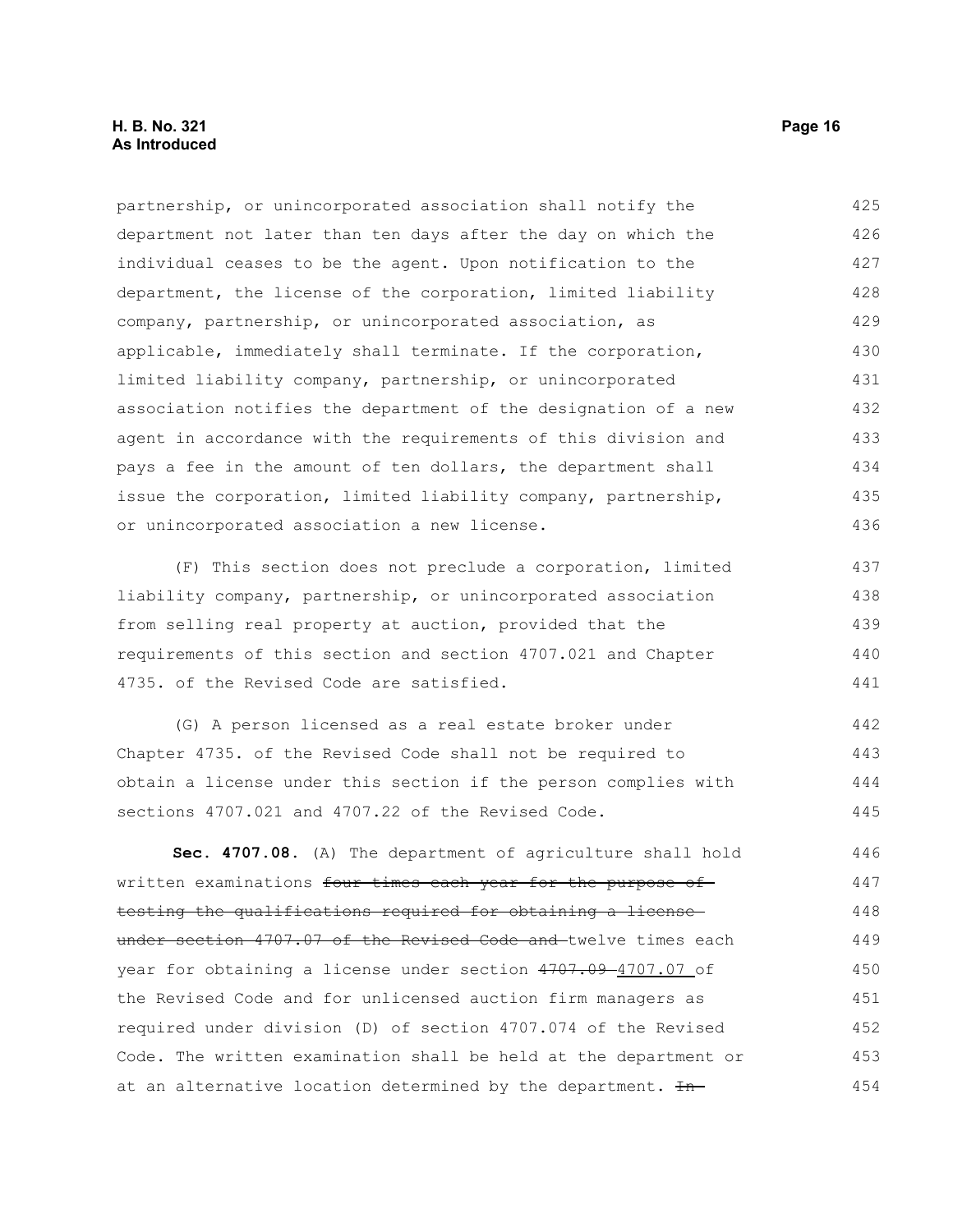partnership, or unincorporated association shall notify the department not later than ten days after the day on which the individual ceases to be the agent. Upon notification to the department, the license of the corporation, limited liability company, partnership, or unincorporated association, as applicable, immediately shall terminate. If the corporation, limited liability company, partnership, or unincorporated association notifies the department of the designation of a new agent in accordance with the requirements of this division and pays a fee in the amount of ten dollars, the department shall issue the corporation, limited liability company, partnership, or unincorporated association a new license.

(F) This section does not preclude a corporation, limited liability company, partnership, or unincorporated association from selling real property at auction, provided that the requirements of this section and section 4707.021 and Chapter 4735. of the Revised Code are satisfied.

(G) A person licensed as a real estate broker under Chapter 4735. of the Revised Code shall not be required to obtain a license under this section if the person complies with sections 4707.021 and 4707.22 of the Revised Code.

**Sec. 4707.08.** (A) The department of agriculture shall hold written examinations ~~four times each year for the purpose of testing the qualifications required for obtaining a license under section 4707.07 of the Revised Code and~~ twelve times each year for obtaining a license under section ~~4707.09~~ 4707.07 of the Revised Code and for unlicensed auction firm managers as required under division (D) of section 4707.074 of the Revised Code. The written examination shall be held at the department or at an alternative location determined by the department. ~~In~~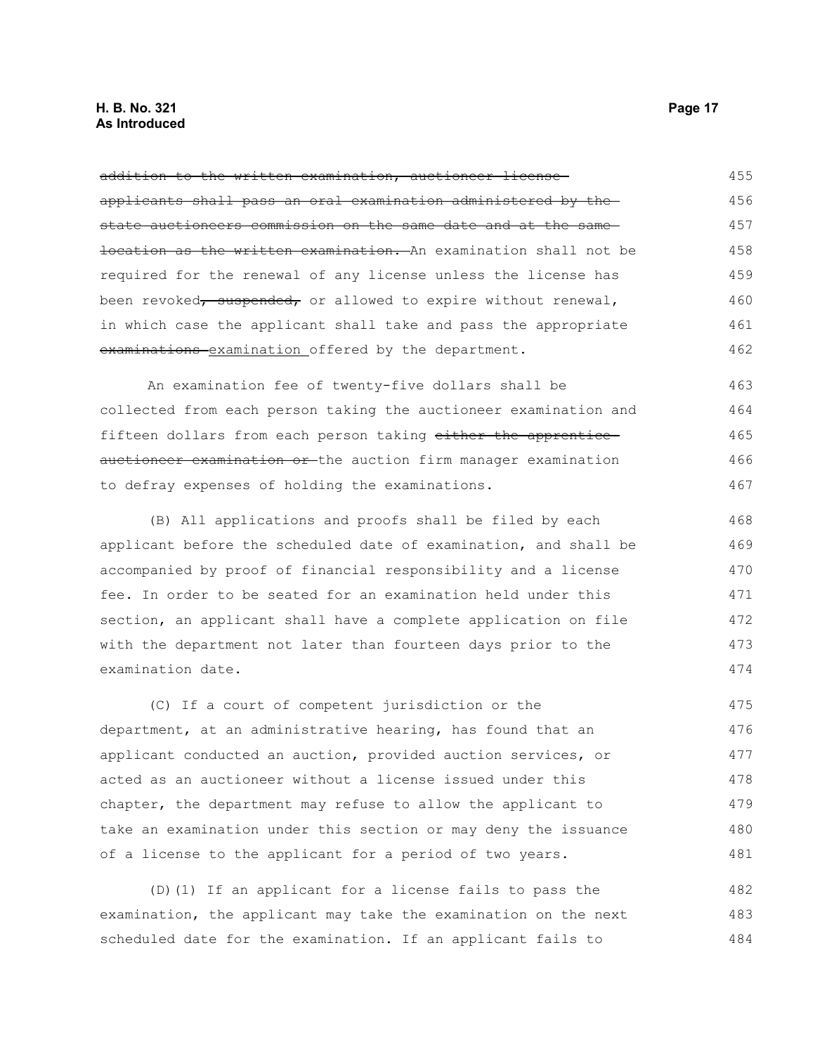~~addition to the written examination, auctioneer license applicants shall pass an oral examination administered by the state auctioneers commission on the same date and at the same location as the written examination.~~ An examination shall not be required for the renewal of any license unless the license has been revoked~~, suspended,~~ or allowed to expire without renewal, in which case the applicant shall take and pass the appropriate ~~examinations~~ examination offered by the department.

An examination fee of twenty-five dollars shall be collected from each person taking the auctioneer examination and fifteen dollars from each person taking ~~either the apprentice auctioneer examination or~~ the auction firm manager examination to defray expenses of holding the examinations.

(B) All applications and proofs shall be filed by each applicant before the scheduled date of examination, and shall be accompanied by proof of financial responsibility and a license fee. In order to be seated for an examination held under this section, an applicant shall have a complete application on file with the department not later than fourteen days prior to the examination date.

(C) If a court of competent jurisdiction or the department, at an administrative hearing, has found that an applicant conducted an auction, provided auction services, or acted as an auctioneer without a license issued under this chapter, the department may refuse to allow the applicant to take an examination under this section or may deny the issuance of a license to the applicant for a period of two years.

(D)(1) If an applicant for a license fails to pass the examination, the applicant may take the examination on the next scheduled date for the examination. If an applicant fails to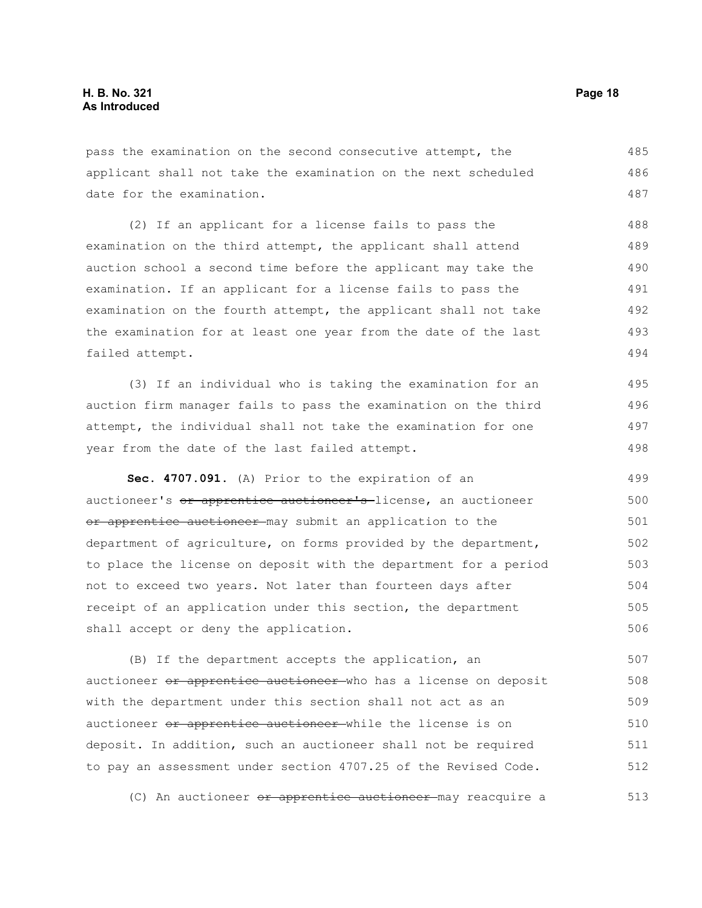pass the examination on the second consecutive attempt, the applicant shall not take the examination on the next scheduled date for the examination.

(2) If an applicant for a license fails to pass the examination on the third attempt, the applicant shall attend auction school a second time before the applicant may take the examination. If an applicant for a license fails to pass the examination on the fourth attempt, the applicant shall not take the examination for at least one year from the date of the last failed attempt.

(3) If an individual who is taking the examination for an auction firm manager fails to pass the examination on the third attempt, the individual shall not take the examination for one year from the date of the last failed attempt.

**Sec. 4707.091.** (A) Prior to the expiration of an auctioneer's ~~or apprentice auctioneer's~~ license, an auctioneer ~~or apprentice auctioneer~~ may submit an application to the department of agriculture, on forms provided by the department, to place the license on deposit with the department for a period not to exceed two years. Not later than fourteen days after receipt of an application under this section, the department shall accept or deny the application.

(B) If the department accepts the application, an auctioneer ~~or apprentice auctioneer~~ who has a license on deposit with the department under this section shall not act as an auctioneer ~~or apprentice auctioneer~~ while the license is on deposit. In addition, such an auctioneer shall not be required to pay an assessment under section 4707.25 of the Revised Code.

(C) An auctioneer ~~or apprentice auctioneer~~ may reacquire a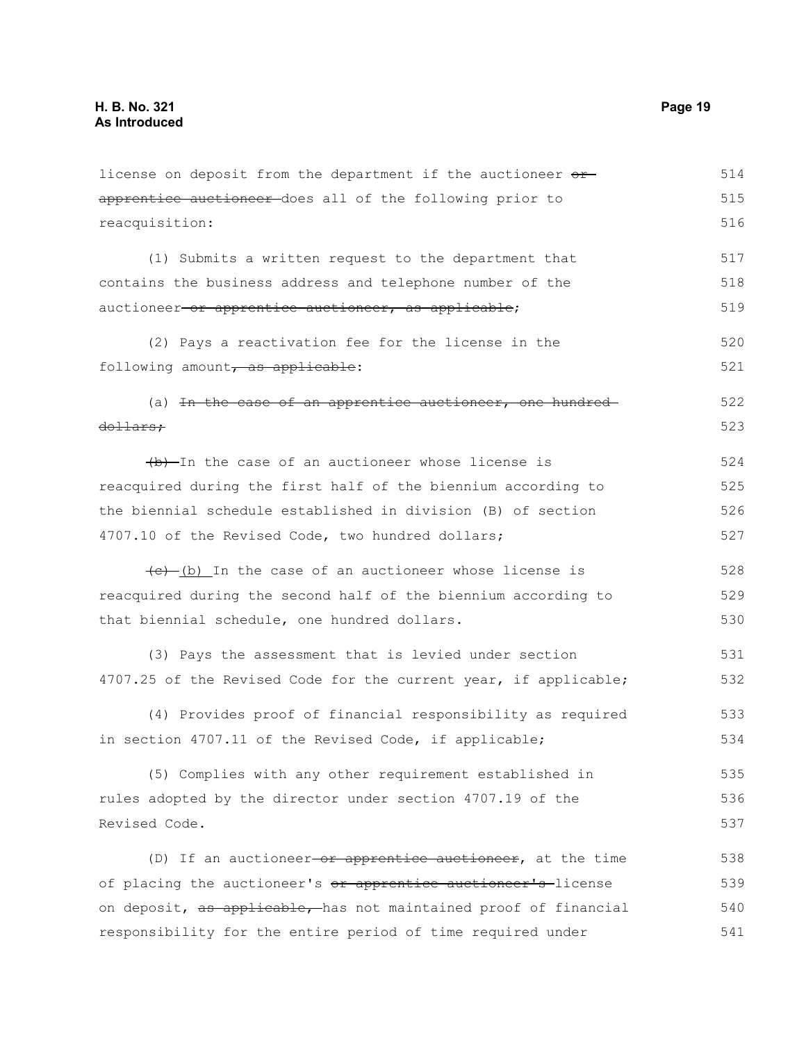license on deposit from the department if the auctioneer ~~or apprentice auctioneer~~ does all of the following prior to reacquisition:

(1) Submits a written request to the department that contains the business address and telephone number of the auctioneer~~ or apprentice auctioneer, as applicable~~;

(2) Pays a reactivation fee for the license in the following amount~~, as applicable~~:

(a) ~~In the case of an apprentice auctioneer, one hundred dollars;~~

~~(b)~~ In the case of an auctioneer whose license is reacquired during the first half of the biennium according to the biennial schedule established in division (B) of section 4707.10 of the Revised Code, two hundred dollars;

~~(c)~~ (b) In the case of an auctioneer whose license is reacquired during the second half of the biennium according to that biennial schedule, one hundred dollars.

(3) Pays the assessment that is levied under section 4707.25 of the Revised Code for the current year, if applicable;

(4) Provides proof of financial responsibility as required in section 4707.11 of the Revised Code, if applicable;

(5) Complies with any other requirement established in rules adopted by the director under section 4707.19 of the Revised Code.

(D) If an auctioneer~~ or apprentice auctioneer~~, at the time of placing the auctioneer's ~~or apprentice auctioneer's~~ license on deposit, ~~as applicable,~~ has not maintained proof of financial responsibility for the entire period of time required under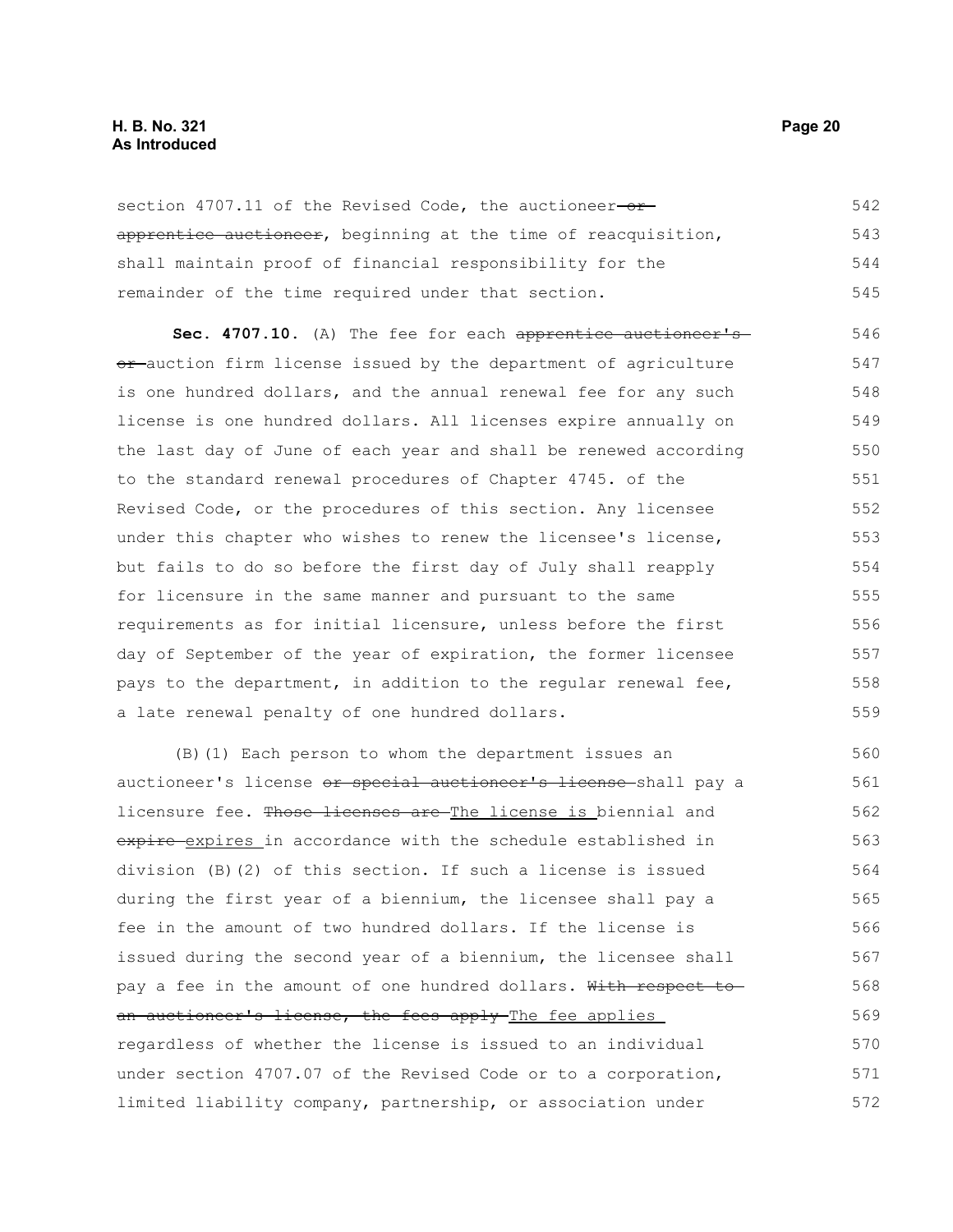section 4707.11 of the Revised Code, the auctioneer ~~or apprentice auctioneer~~, beginning at the time of reacquisition, shall maintain proof of financial responsibility for the remainder of the time required under that section.

**Sec. 4707.10.** (A) The fee for each ~~apprentice auctioneer's or~~ auction firm license issued by the department of agriculture is one hundred dollars, and the annual renewal fee for any such license is one hundred dollars. All licenses expire annually on the last day of June of each year and shall be renewed according to the standard renewal procedures of Chapter 4745. of the Revised Code, or the procedures of this section. Any licensee under this chapter who wishes to renew the licensee's license, but fails to do so before the first day of July shall reapply for licensure in the same manner and pursuant to the same requirements as for initial licensure, unless before the first day of September of the year of expiration, the former licensee pays to the department, in addition to the regular renewal fee, a late renewal penalty of one hundred dollars.

(B)(1) Each person to whom the department issues an auctioneer's license ~~or special auctioneer's license~~ shall pay a licensure fee. ~~Those licenses are~~ The license is biennial and ~~expire~~ expires in accordance with the schedule established in division (B)(2) of this section. If such a license is issued during the first year of a biennium, the licensee shall pay a fee in the amount of two hundred dollars. If the license is issued during the second year of a biennium, the licensee shall pay a fee in the amount of one hundred dollars. ~~With respect to an auctioneer's license, the fees apply~~ The fee applies regardless of whether the license is issued to an individual under section 4707.07 of the Revised Code or to a corporation, limited liability company, partnership, or association under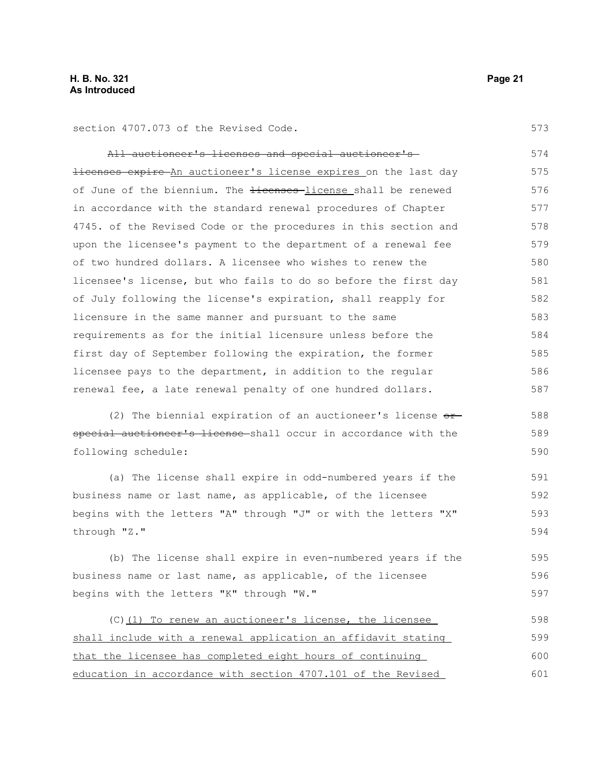section 4707.073 of the Revised Code.

~~All auctioneer's licenses and special auctioneer's licenses expire~~ An auctioneer's license expires on the last day of June of the biennium. The ~~licenses~~ license shall be renewed in accordance with the standard renewal procedures of Chapter 4745. of the Revised Code or the procedures in this section and upon the licensee's payment to the department of a renewal fee of two hundred dollars. A licensee who wishes to renew the licensee's license, but who fails to do so before the first day of July following the license's expiration, shall reapply for licensure in the same manner and pursuant to the same requirements as for the initial licensure unless before the first day of September following the expiration, the former licensee pays to the department, in addition to the regular renewal fee, a late renewal penalty of one hundred dollars.

(2) The biennial expiration of an auctioneer's license ~~or special auctioneer's license~~ shall occur in accordance with the following schedule:

(a) The license shall expire in odd-numbered years if the business name or last name, as applicable, of the licensee begins with the letters "A" through "J" or with the letters "X" through "Z."

(b) The license shall expire in even-numbered years if the business name or last name, as applicable, of the licensee begins with the letters "K" through "W."

(C) <u>(1) To renew an auctioneer's license, the licensee shall include with a renewal application an affidavit stating that the licensee has completed eight hours of continuing education in accordance with section 4707.101 of the Revised</u>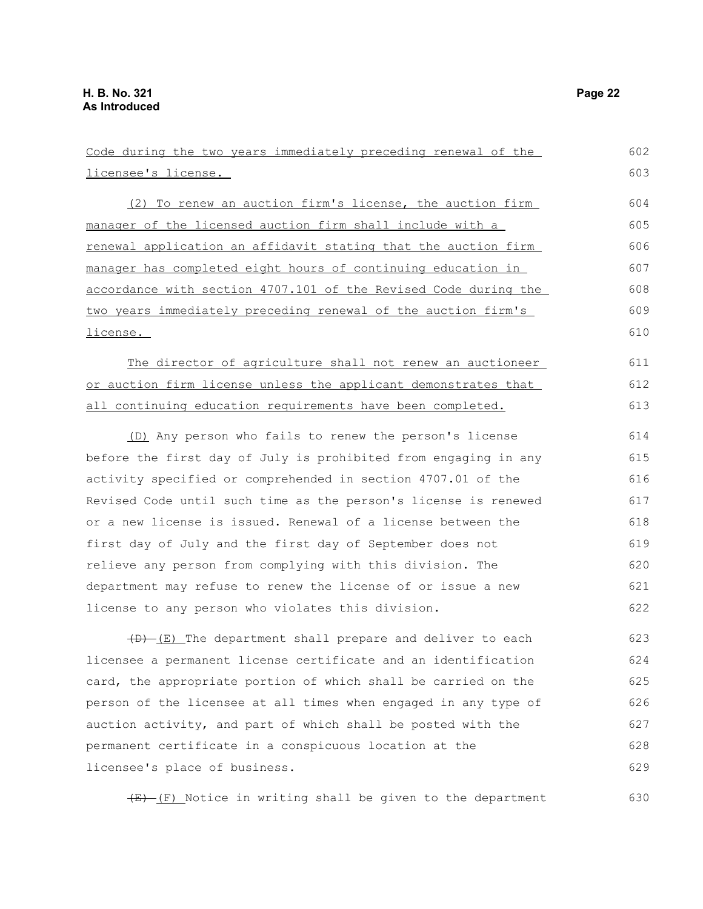Code during the two years immediately preceding renewal of the licensee's license.

(2) To renew an auction firm's license, the auction firm manager of the licensed auction firm shall include with a renewal application an affidavit stating that the auction firm manager has completed eight hours of continuing education in accordance with section 4707.101 of the Revised Code during the two years immediately preceding renewal of the auction firm's license.

The director of agriculture shall not renew an auctioneer or auction firm license unless the applicant demonstrates that all continuing education requirements have been completed.

(D) Any person who fails to renew the person's license before the first day of July is prohibited from engaging in any activity specified or comprehended in section 4707.01 of the Revised Code until such time as the person's license is renewed or a new license is issued. Renewal of a license between the first day of July and the first day of September does not relieve any person from complying with this division. The department may refuse to renew the license of or issue a new license to any person who violates this division.

~~(D)~~ (E) The department shall prepare and deliver to each licensee a permanent license certificate and an identification card, the appropriate portion of which shall be carried on the person of the licensee at all times when engaged in any type of auction activity, and part of which shall be posted with the permanent certificate in a conspicuous location at the licensee's place of business.

~~(E)~~ (F) Notice in writing shall be given to the department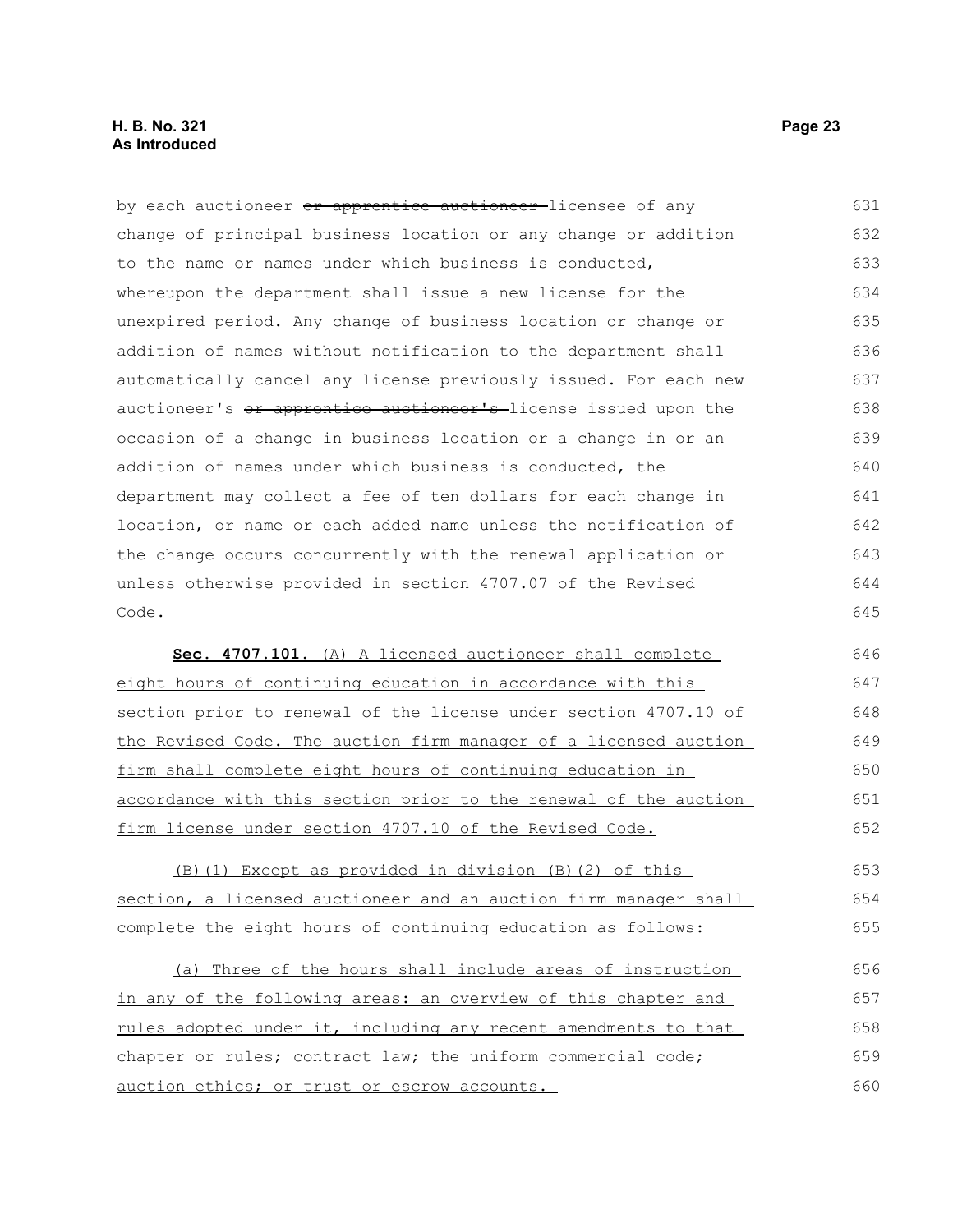by each auctioneer ~~or apprentice auctioneer~~ licensee of any change of principal business location or any change or addition to the name or names under which business is conducted, whereupon the department shall issue a new license for the unexpired period. Any change of business location or change or addition of names without notification to the department shall automatically cancel any license previously issued. For each new auctioneer's ~~or apprentice auctioneer's~~ license issued upon the occasion of a change in business location or a change in or an addition of names under which business is conducted, the department may collect a fee of ten dollars for each change in location, or name or each added name unless the notification of the change occurs concurrently with the renewal application or unless otherwise provided in section 4707.07 of the Revised Code.

**Sec. 4707.101.** <u>(A) A licensed auctioneer shall complete eight hours of continuing education in accordance with this section prior to renewal of the license under section 4707.10 of the Revised Code. The auction firm manager of a licensed auction firm shall complete eight hours of continuing education in accordance with this section prior to the renewal of the auction firm license under section 4707.10 of the Revised Code.</u>

<u>(B)(1) Except as provided in division (B)(2) of this section, a licensed auctioneer and an auction firm manager shall complete the eight hours of continuing education as follows:</u>

<u>(a) Three of the hours shall include areas of instruction in any of the following areas: an overview of this chapter and rules adopted under it, including any recent amendments to that chapter or rules; contract law; the uniform commercial code; auction ethics; or trust or escrow accounts.</u>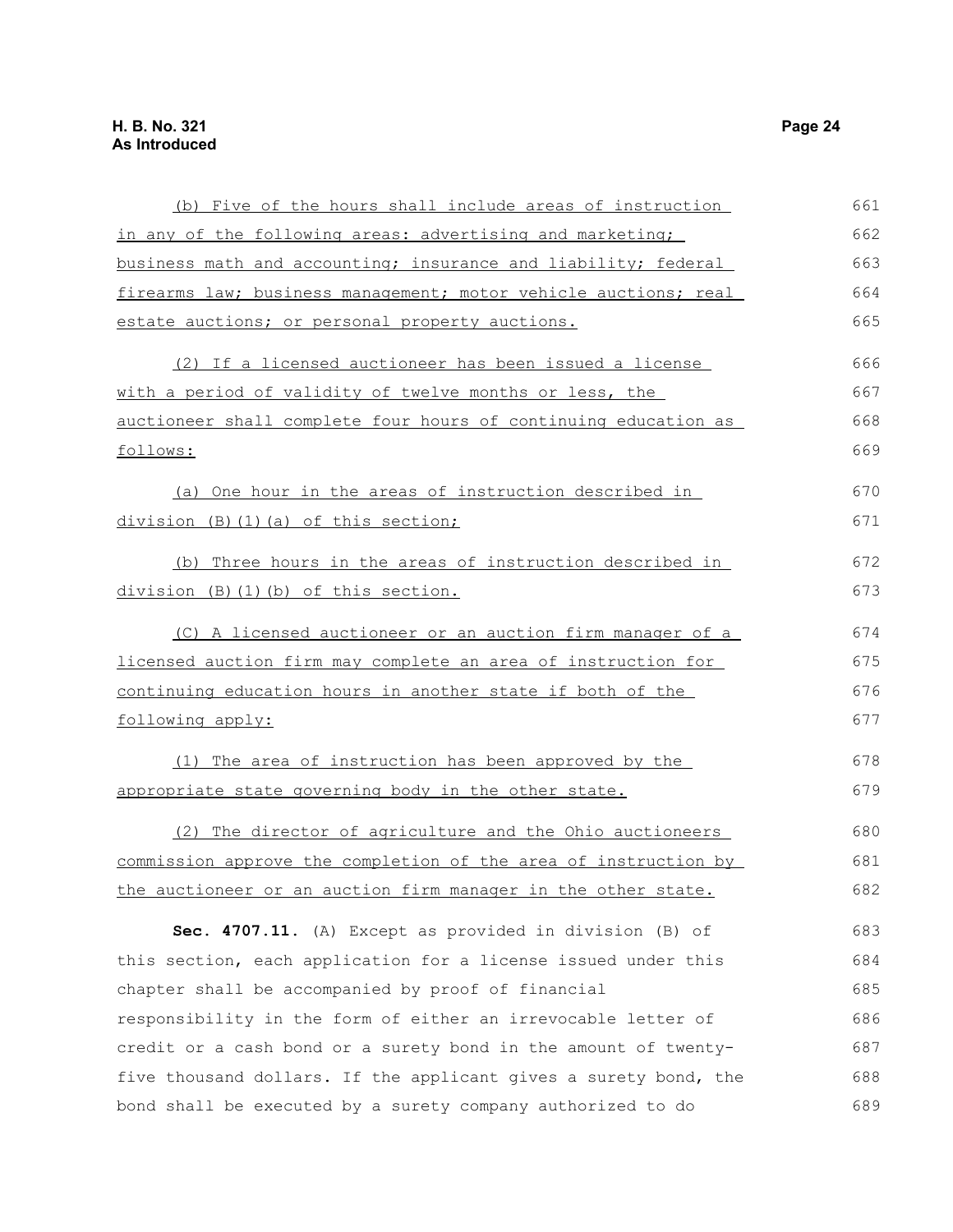(b) Five of the hours shall include areas of instruction in any of the following areas: advertising and marketing; business math and accounting; insurance and liability; federal firearms law; business management; motor vehicle auctions; real estate auctions; or personal property auctions.

(2) If a licensed auctioneer has been issued a license with a period of validity of twelve months or less, the auctioneer shall complete four hours of continuing education as follows:

(a) One hour in the areas of instruction described in division (B)(1)(a) of this section;

(b) Three hours in the areas of instruction described in division (B)(1)(b) of this section.

(C) A licensed auctioneer or an auction firm manager of a licensed auction firm may complete an area of instruction for continuing education hours in another state if both of the following apply:

(1) The area of instruction has been approved by the appropriate state governing body in the other state.

(2) The director of agriculture and the Ohio auctioneers commission approve the completion of the area of instruction by the auctioneer or an auction firm manager in the other state.

**Sec. 4707.11.** (A) Except as provided in division (B) of this section, each application for a license issued under this chapter shall be accompanied by proof of financial responsibility in the form of either an irrevocable letter of credit or a cash bond or a surety bond in the amount of twenty-five thousand dollars. If the applicant gives a surety bond, the bond shall be executed by a surety company authorized to do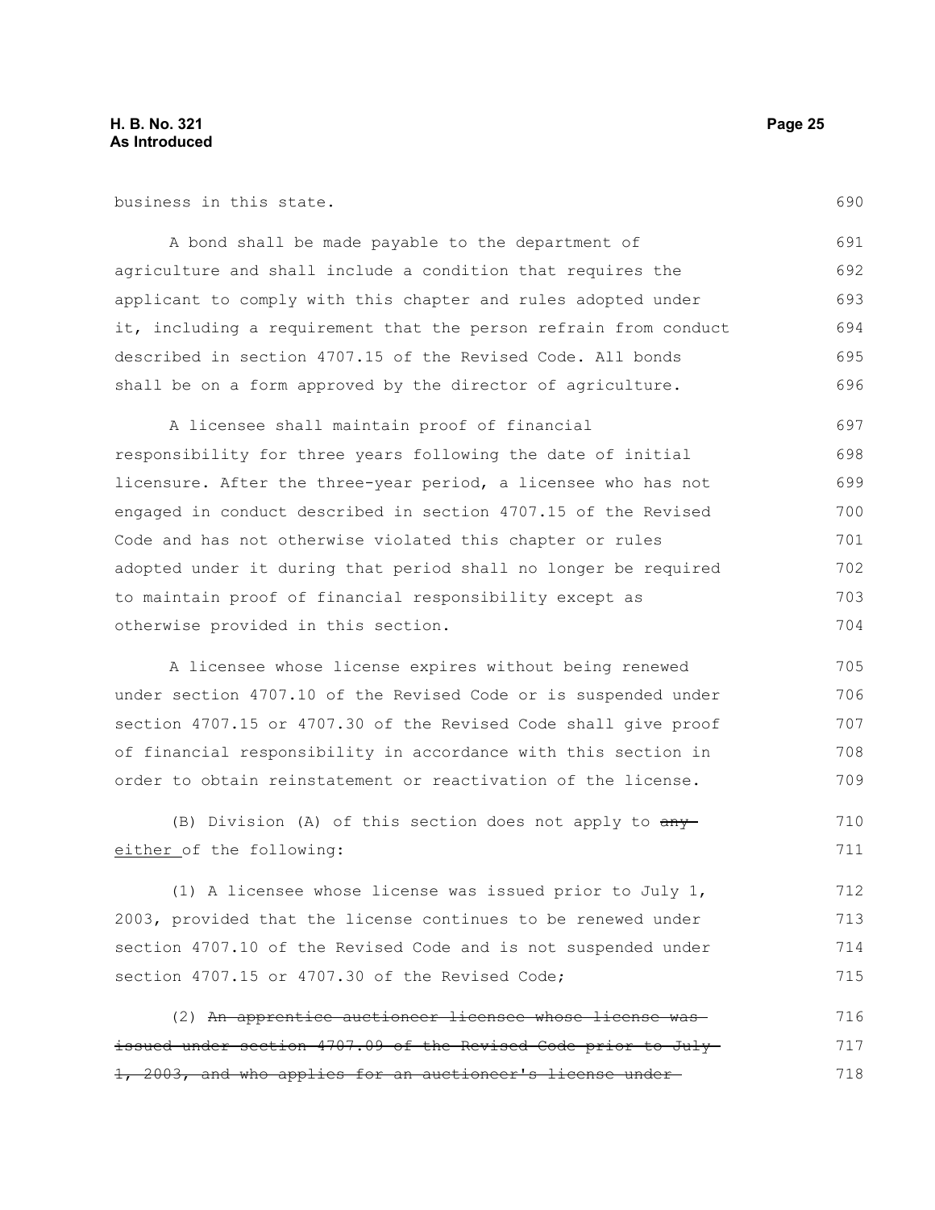business in this state.

A bond shall be made payable to the department of agriculture and shall include a condition that requires the applicant to comply with this chapter and rules adopted under it, including a requirement that the person refrain from conduct described in section 4707.15 of the Revised Code. All bonds shall be on a form approved by the director of agriculture.

A licensee shall maintain proof of financial responsibility for three years following the date of initial licensure. After the three-year period, a licensee who has not engaged in conduct described in section 4707.15 of the Revised Code and has not otherwise violated this chapter or rules adopted under it during that period shall no longer be required to maintain proof of financial responsibility except as otherwise provided in this section.

A licensee whose license expires without being renewed under section 4707.10 of the Revised Code or is suspended under section 4707.15 or 4707.30 of the Revised Code shall give proof of financial responsibility in accordance with this section in order to obtain reinstatement or reactivation of the license.

(B) Division (A) of this section does not apply to ~~any~~ <u>either</u> of the following:

(1) A licensee whose license was issued prior to July 1, 2003, provided that the license continues to be renewed under section 4707.10 of the Revised Code and is not suspended under section 4707.15 or 4707.30 of the Revised Code;

(2) ~~An apprentice auctioneer licensee whose license was issued under section 4707.09 of the Revised Code prior to July 1, 2003, and who applies for an auctioneer's license under~~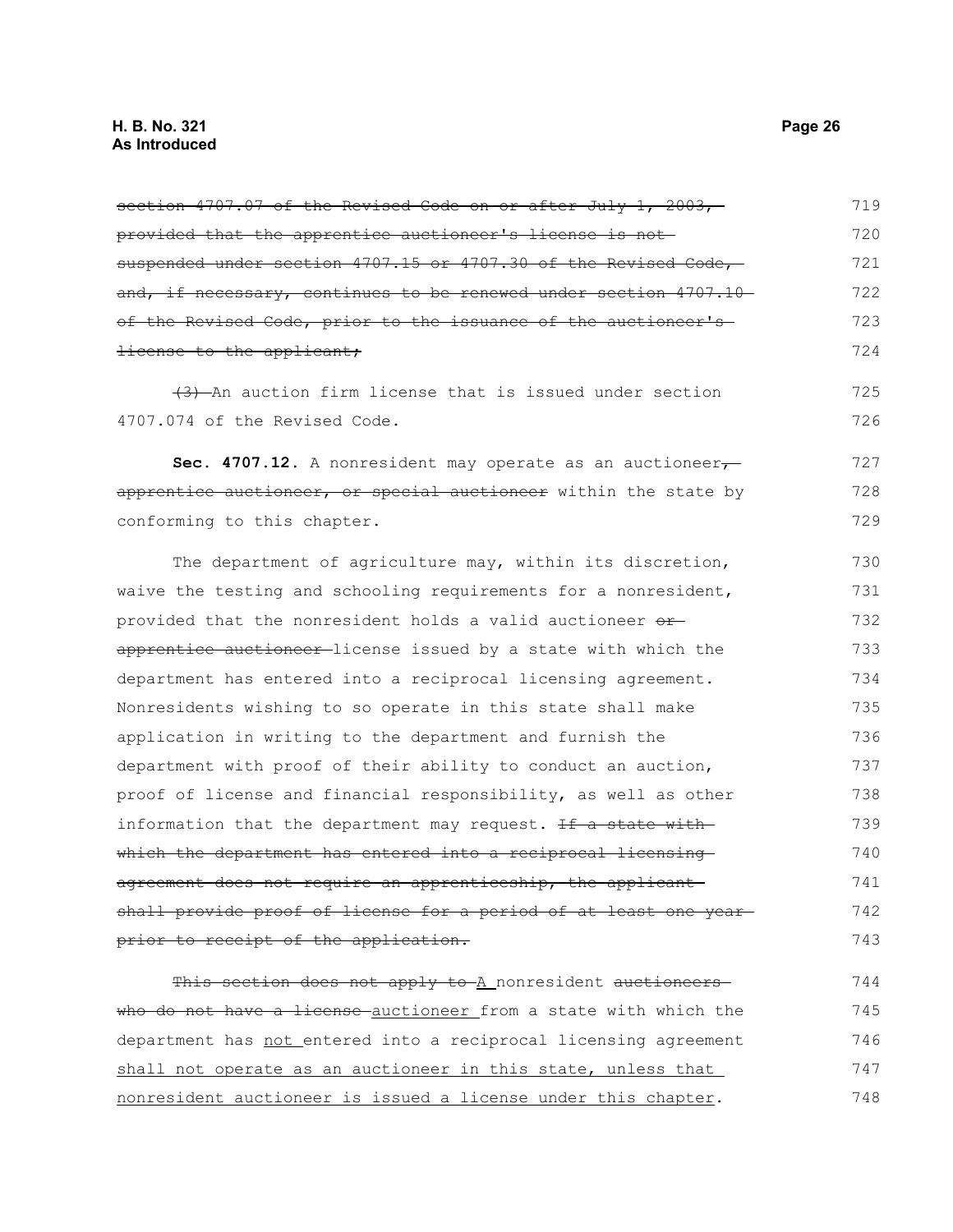~~section 4707.07 of the Revised Code on or after July 1, 2003, provided that the apprentice auctioneer's license is not suspended under section 4707.15 or 4707.30 of the Revised Code, and, if necessary, continues to be renewed under section 4707.10 of the Revised Code, prior to the issuance of the auctioneer's license to the applicant;~~

~~(3)~~ An auction firm license that is issued under section 4707.074 of the Revised Code.

**Sec. 4707.12.** A nonresident may operate as an auctioneer~~, apprentice auctioneer, or special auctioneer~~ within the state by conforming to this chapter.

The department of agriculture may, within its discretion, waive the testing and schooling requirements for a nonresident, provided that the nonresident holds a valid auctioneer ~~or apprentice auctioneer~~ license issued by a state with which the department has entered into a reciprocal licensing agreement. Nonresidents wishing to so operate in this state shall make application in writing to the department and furnish the department with proof of their ability to conduct an auction, proof of license and financial responsibility, as well as other information that the department may request. ~~If a state with which the department has entered into a reciprocal licensing agreement does not require an apprenticeship, the applicant shall provide proof of license for a period of at least one year prior to receipt of the application.~~

~~This section does not apply to~~ <u>A</u> nonresident ~~auctioneers who do not have a license~~ <u>auctioneer</u> from a state with which the department has <u>not</u> entered into a reciprocal licensing agreement <u>shall not operate as an auctioneer in this state, unless that nonresident auctioneer is issued a license under this chapter</u>.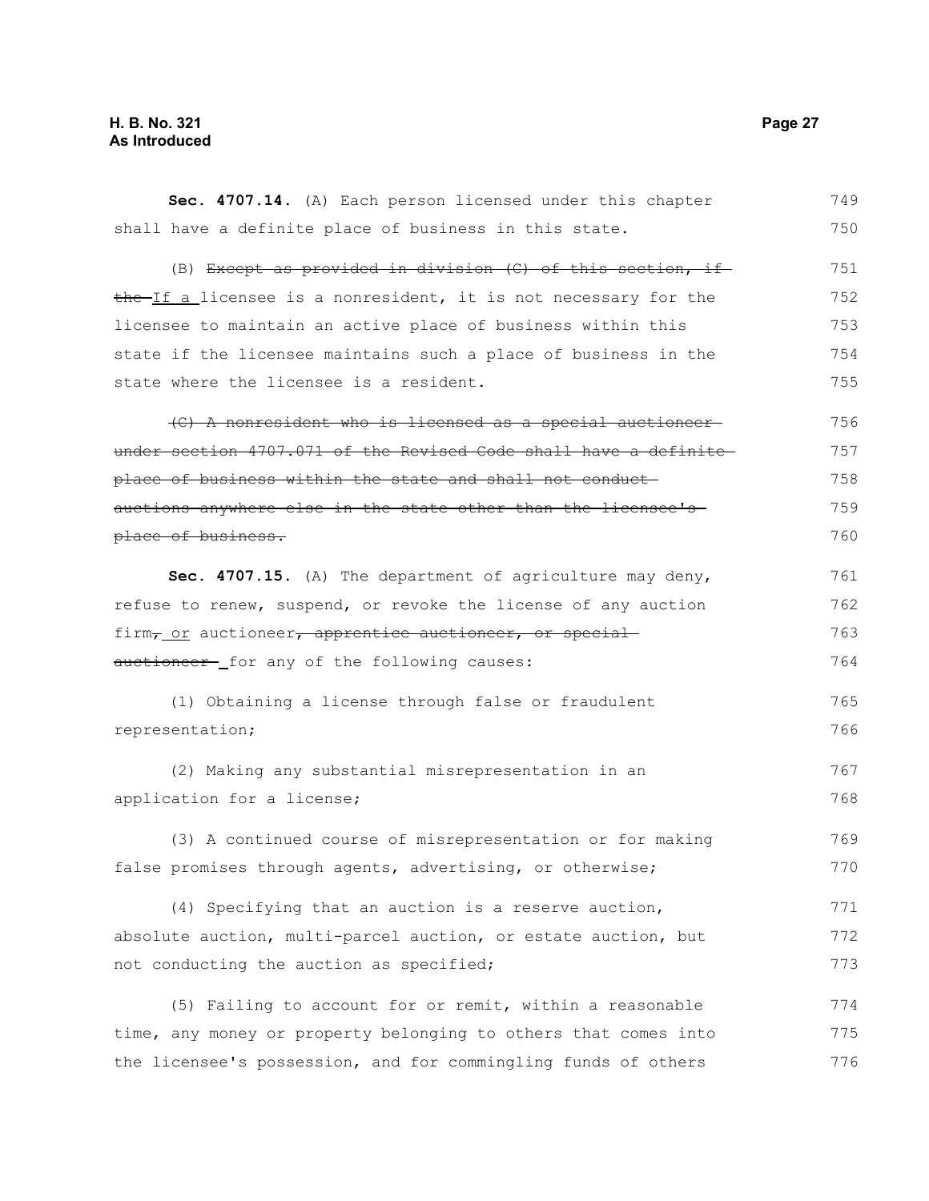**Sec. 4707.14.** (A) Each person licensed under this chapter shall have a definite place of business in this state.

(B) ~~Except as provided in division (C) of this section, if the~~ If a licensee is a nonresident, it is not necessary for the licensee to maintain an active place of business within this state if the licensee maintains such a place of business in the state where the licensee is a resident.

~~(C) A nonresident who is licensed as a special auctioneer under section 4707.071 of the Revised Code shall have a definite place of business within the state and shall not conduct auctions anywhere else in the state other than the licensee's place of business.~~

**Sec. 4707.15.** (A) The department of agriculture may deny, refuse to renew, suspend, or revoke the license of any auction firm~~,~~ or auctioneer~~, apprentice auctioneer, or special auctioneer~~ for any of the following causes:

(1) Obtaining a license through false or fraudulent representation;

(2) Making any substantial misrepresentation in an application for a license;

(3) A continued course of misrepresentation or for making false promises through agents, advertising, or otherwise;

(4) Specifying that an auction is a reserve auction, absolute auction, multi-parcel auction, or estate auction, but not conducting the auction as specified;

(5) Failing to account for or remit, within a reasonable time, any money or property belonging to others that comes into the licensee's possession, and for commingling funds of others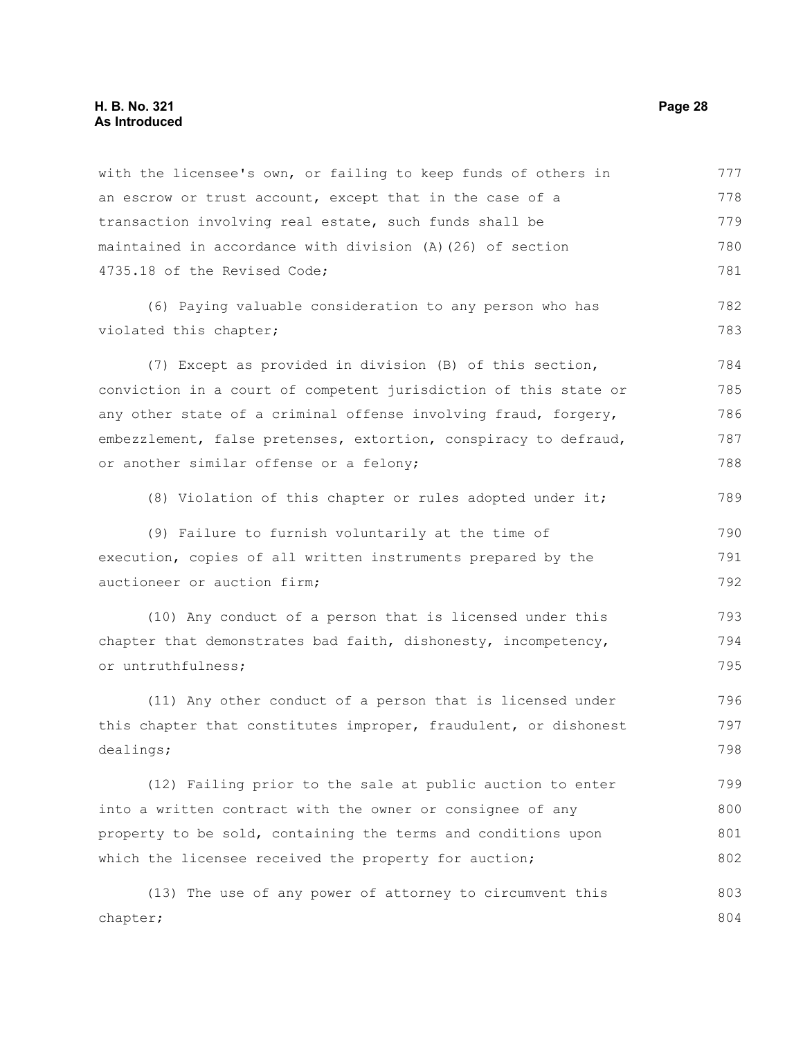with the licensee's own, or failing to keep funds of others in an escrow or trust account, except that in the case of a transaction involving real estate, such funds shall be maintained in accordance with division (A)(26) of section 4735.18 of the Revised Code;

(6) Paying valuable consideration to any person who has violated this chapter;

(7) Except as provided in division (B) of this section, conviction in a court of competent jurisdiction of this state or any other state of a criminal offense involving fraud, forgery, embezzlement, false pretenses, extortion, conspiracy to defraud, or another similar offense or a felony;

(8) Violation of this chapter or rules adopted under it;

(9) Failure to furnish voluntarily at the time of execution, copies of all written instruments prepared by the auctioneer or auction firm;

(10) Any conduct of a person that is licensed under this chapter that demonstrates bad faith, dishonesty, incompetency, or untruthfulness;

(11) Any other conduct of a person that is licensed under this chapter that constitutes improper, fraudulent, or dishonest dealings;

(12) Failing prior to the sale at public auction to enter into a written contract with the owner or consignee of any property to be sold, containing the terms and conditions upon which the licensee received the property for auction;

(13) The use of any power of attorney to circumvent this chapter;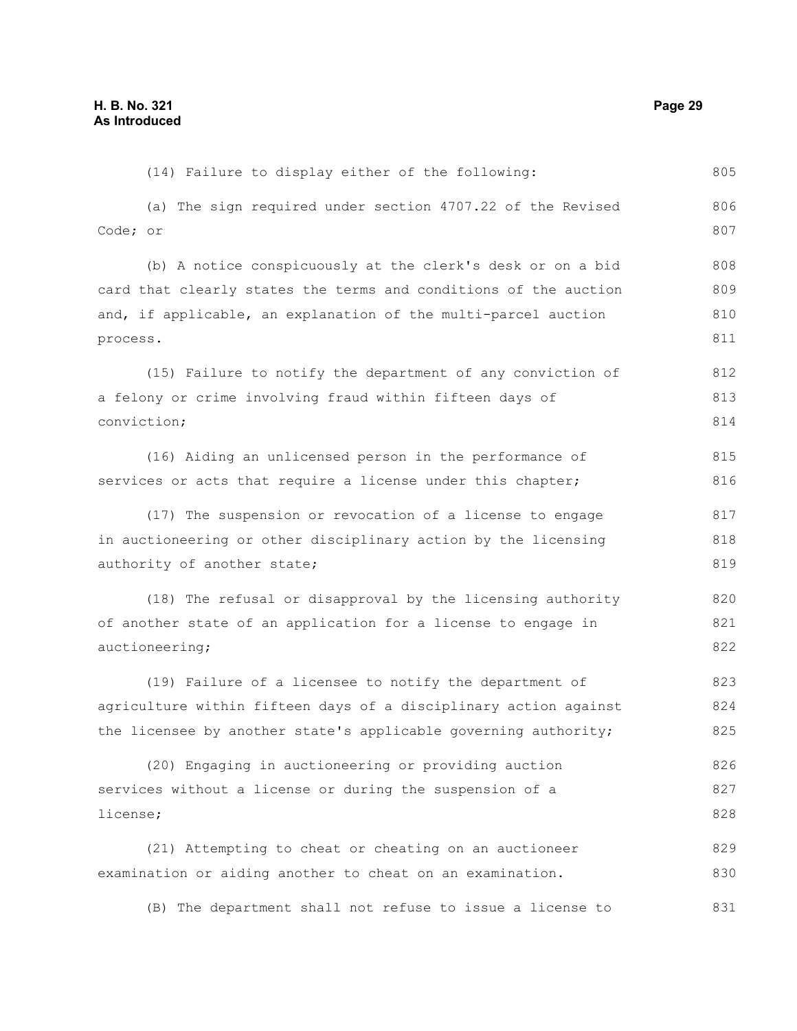(14) Failure to display either of the following:

(a) The sign required under section 4707.22 of the Revised Code; or

(b) A notice conspicuously at the clerk's desk or on a bid card that clearly states the terms and conditions of the auction and, if applicable, an explanation of the multi-parcel auction process.

(15) Failure to notify the department of any conviction of a felony or crime involving fraud within fifteen days of conviction;

(16) Aiding an unlicensed person in the performance of services or acts that require a license under this chapter;

(17) The suspension or revocation of a license to engage in auctioneering or other disciplinary action by the licensing authority of another state;

(18) The refusal or disapproval by the licensing authority of another state of an application for a license to engage in auctioneering;

(19) Failure of a licensee to notify the department of agriculture within fifteen days of a disciplinary action against the licensee by another state's applicable governing authority;

(20) Engaging in auctioneering or providing auction services without a license or during the suspension of a license;

(21) Attempting to cheat or cheating on an auctioneer examination or aiding another to cheat on an examination.

(B) The department shall not refuse to issue a license to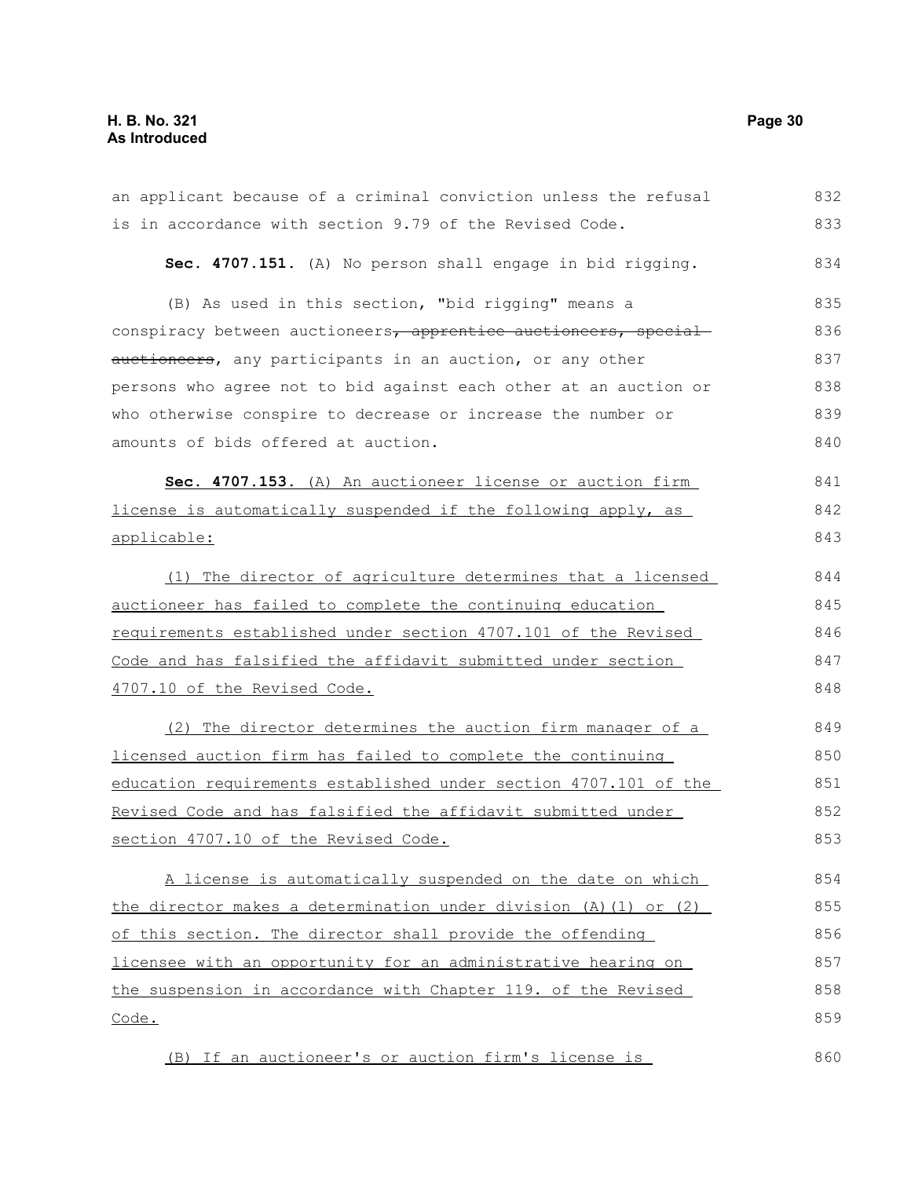an applicant because of a criminal conviction unless the refusal is in accordance with section 9.79 of the Revised Code.

**Sec. 4707.151.** (A) No person shall engage in bid rigging.

(B) As used in this section, "bid rigging" means a conspiracy between auctioneers~~, apprentice auctioneers, special auctioneers~~, any participants in an auction, or any other persons who agree not to bid against each other at an auction or who otherwise conspire to decrease or increase the number or amounts of bids offered at auction.

<u>**Sec. 4707.153.** (A) An auctioneer license or auction firm license is automatically suspended if the following apply, as applicable:</u>

<u>(1) The director of agriculture determines that a licensed auctioneer has failed to complete the continuing education requirements established under section 4707.101 of the Revised Code and has falsified the affidavit submitted under section 4707.10 of the Revised Code.</u>

<u>(2) The director determines the auction firm manager of a licensed auction firm has failed to complete the continuing education requirements established under section 4707.101 of the Revised Code and has falsified the affidavit submitted under section 4707.10 of the Revised Code.</u>

<u>A license is automatically suspended on the date on which the director makes a determination under division (A)(1) or (2) of this section. The director shall provide the offending licensee with an opportunity for an administrative hearing on the suspension in accordance with Chapter 119. of the Revised Code.</u>

<u>(B) If an auctioneer's or auction firm's license is</u>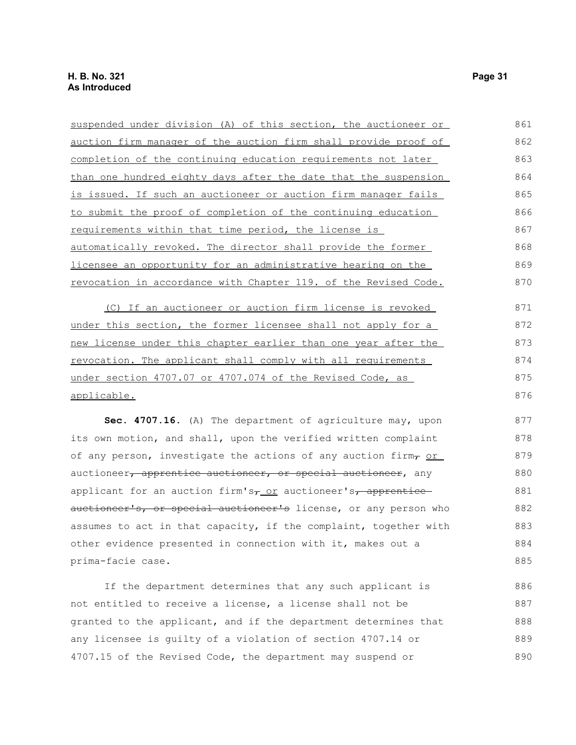suspended under division (A) of this section, the auctioneer or auction firm manager of the auction firm shall provide proof of completion of the continuing education requirements not later than one hundred eighty days after the date that the suspension is issued. If such an auctioneer or auction firm manager fails to submit the proof of completion of the continuing education requirements within that time period, the license is automatically revoked. The director shall provide the former licensee an opportunity for an administrative hearing on the revocation in accordance with Chapter 119. of the Revised Code.

(C) If an auctioneer or auction firm license is revoked under this section, the former licensee shall not apply for a new license under this chapter earlier than one year after the revocation. The applicant shall comply with all requirements under section 4707.07 or 4707.074 of the Revised Code, as applicable.

**Sec. 4707.16.** (A) The department of agriculture may, upon its own motion, and shall, upon the verified written complaint of any person, investigate the actions of any auction firm, or auctioneer, apprentice auctioneer, or special auctioneer, any applicant for an auction firm's, or auctioneer's, apprentice auctioneer's, or special auctioneer's license, or any person who assumes to act in that capacity, if the complaint, together with other evidence presented in connection with it, makes out a prima-facie case.

If the department determines that any such applicant is not entitled to receive a license, a license shall not be granted to the applicant, and if the department determines that any licensee is guilty of a violation of section 4707.14 or 4707.15 of the Revised Code, the department may suspend or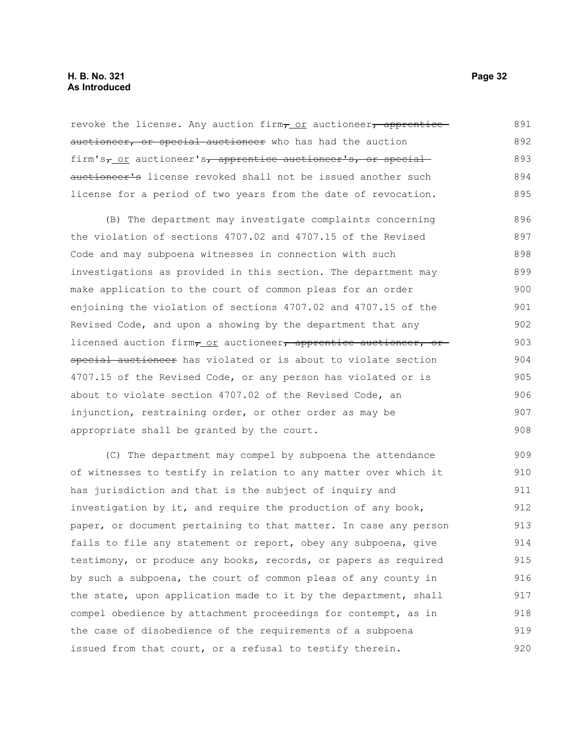revoke the license. Any auction firm~~,~~ or auctioneer~~, apprentice auctioneer, or special auctioneer~~ who has had the auction firm's~~,~~ or auctioneer's~~, apprentice auctioneer's, or special auctioneer's~~ license revoked shall not be issued another such license for a period of two years from the date of revocation.

(B) The department may investigate complaints concerning the violation of sections 4707.02 and 4707.15 of the Revised Code and may subpoena witnesses in connection with such investigations as provided in this section. The department may make application to the court of common pleas for an order enjoining the violation of sections 4707.02 and 4707.15 of the Revised Code, and upon a showing by the department that any licensed auction firm~~,~~ or auctioneer~~, apprentice auctioneer, or special auctioneer~~ has violated or is about to violate section 4707.15 of the Revised Code, or any person has violated or is about to violate section 4707.02 of the Revised Code, an injunction, restraining order, or other order as may be appropriate shall be granted by the court.

(C) The department may compel by subpoena the attendance of witnesses to testify in relation to any matter over which it has jurisdiction and that is the subject of inquiry and investigation by it, and require the production of any book, paper, or document pertaining to that matter. In case any person fails to file any statement or report, obey any subpoena, give testimony, or produce any books, records, or papers as required by such a subpoena, the court of common pleas of any county in the state, upon application made to it by the department, shall compel obedience by attachment proceedings for contempt, as in the case of disobedience of the requirements of a subpoena issued from that court, or a refusal to testify therein.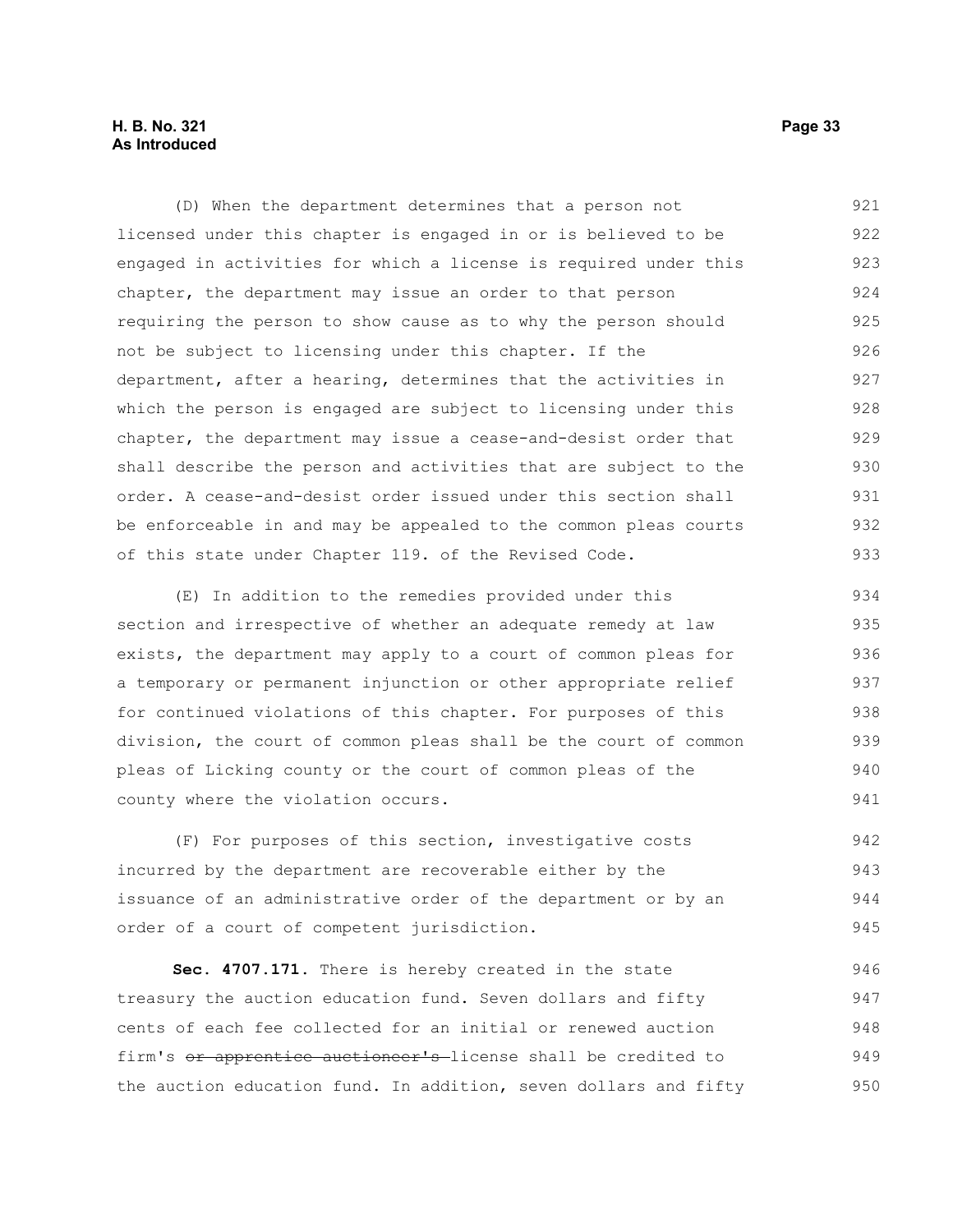(D) When the department determines that a person not licensed under this chapter is engaged in or is believed to be engaged in activities for which a license is required under this chapter, the department may issue an order to that person requiring the person to show cause as to why the person should not be subject to licensing under this chapter. If the department, after a hearing, determines that the activities in which the person is engaged are subject to licensing under this chapter, the department may issue a cease-and-desist order that shall describe the person and activities that are subject to the order. A cease-and-desist order issued under this section shall be enforceable in and may be appealed to the common pleas courts of this state under Chapter 119. of the Revised Code.

(E) In addition to the remedies provided under this section and irrespective of whether an adequate remedy at law exists, the department may apply to a court of common pleas for a temporary or permanent injunction or other appropriate relief for continued violations of this chapter. For purposes of this division, the court of common pleas shall be the court of common pleas of Licking county or the court of common pleas of the county where the violation occurs.

(F) For purposes of this section, investigative costs incurred by the department are recoverable either by the issuance of an administrative order of the department or by an order of a court of competent jurisdiction.

**Sec. 4707.171.** There is hereby created in the state treasury the auction education fund. Seven dollars and fifty cents of each fee collected for an initial or renewed auction firm's ~~or apprentice auctioneer's~~ license shall be credited to the auction education fund. In addition, seven dollars and fifty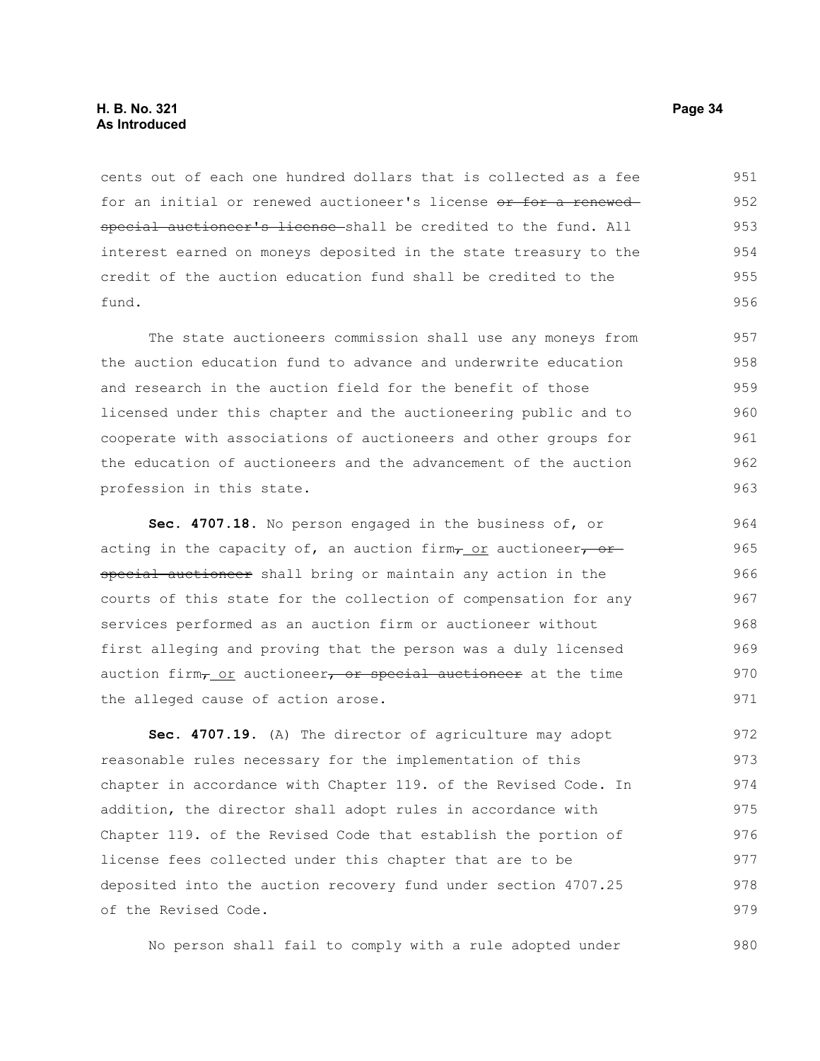cents out of each one hundred dollars that is collected as a fee for an initial or renewed auctioneer's license ~~or for a renewed special auctioneer's license~~ shall be credited to the fund. All interest earned on moneys deposited in the state treasury to the credit of the auction education fund shall be credited to the fund.

The state auctioneers commission shall use any moneys from the auction education fund to advance and underwrite education and research in the auction field for the benefit of those licensed under this chapter and the auctioneering public and to cooperate with associations of auctioneers and other groups for the education of auctioneers and the advancement of the auction profession in this state.

**Sec. 4707.18.** No person engaged in the business of, or acting in the capacity of, an auction firm~~,~~ or auctioneer~~, or special auctioneer~~ shall bring or maintain any action in the courts of this state for the collection of compensation for any services performed as an auction firm or auctioneer without first alleging and proving that the person was a duly licensed auction firm~~,~~ or auctioneer~~, or special auctioneer~~ at the time the alleged cause of action arose.

**Sec. 4707.19.** (A) The director of agriculture may adopt reasonable rules necessary for the implementation of this chapter in accordance with Chapter 119. of the Revised Code. In addition, the director shall adopt rules in accordance with Chapter 119. of the Revised Code that establish the portion of license fees collected under this chapter that are to be deposited into the auction recovery fund under section 4707.25 of the Revised Code.

No person shall fail to comply with a rule adopted under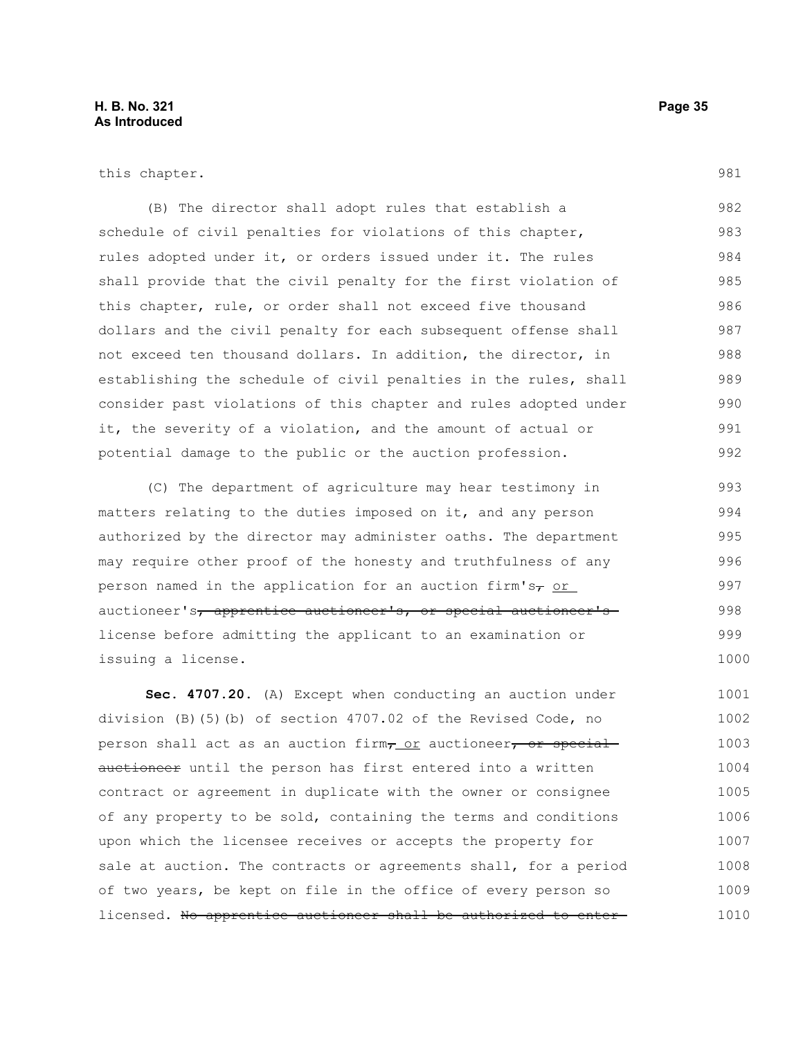this chapter.

(B) The director shall adopt rules that establish a schedule of civil penalties for violations of this chapter, rules adopted under it, or orders issued under it. The rules shall provide that the civil penalty for the first violation of this chapter, rule, or order shall not exceed five thousand dollars and the civil penalty for each subsequent offense shall not exceed ten thousand dollars. In addition, the director, in establishing the schedule of civil penalties in the rules, shall consider past violations of this chapter and rules adopted under it, the severity of a violation, and the amount of actual or potential damage to the public or the auction profession.

(C) The department of agriculture may hear testimony in matters relating to the duties imposed on it, and any person authorized by the director may administer oaths. The department may require other proof of the honesty and truthfulness of any person named in the application for an auction firm's~~,~~ or auctioneer's~~, apprentice auctioneer's, or special auctioneer's~~ license before admitting the applicant to an examination or issuing a license.

**Sec. 4707.20.** (A) Except when conducting an auction under division (B)(5)(b) of section 4707.02 of the Revised Code, no person shall act as an auction firm~~,~~ or auctioneer~~, or special auctioneer~~ until the person has first entered into a written contract or agreement in duplicate with the owner or consignee of any property to be sold, containing the terms and conditions upon which the licensee receives or accepts the property for sale at auction. The contracts or agreements shall, for a period of two years, be kept on file in the office of every person so licensed. ~~No apprentice auctioneer shall be authorized to enter~~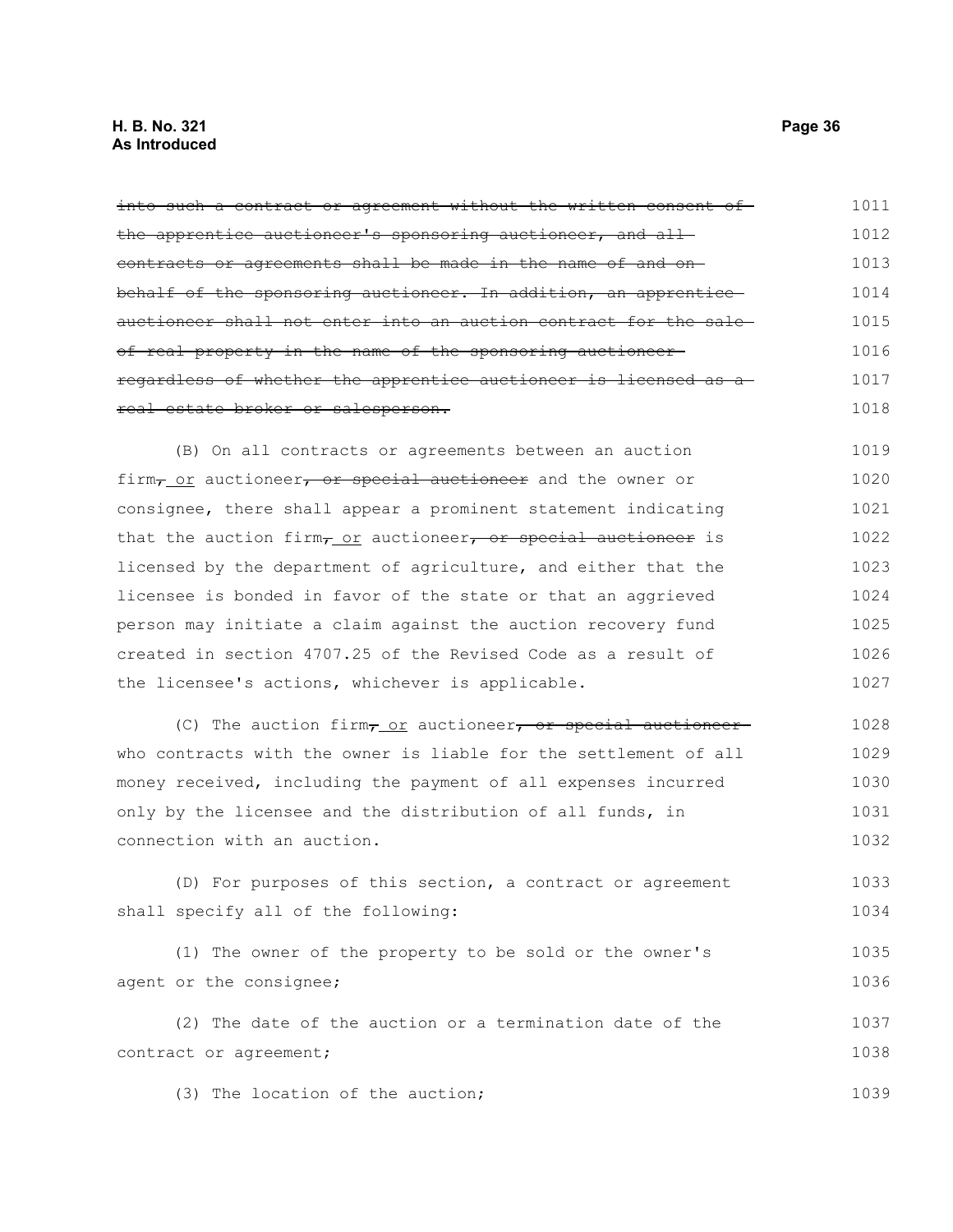~~into such a contract or agreement without the written consent of the apprentice auctioneer's sponsoring auctioneer, and all contracts or agreements shall be made in the name of and on behalf of the sponsoring auctioneer. In addition, an apprentice auctioneer shall not enter into an auction contract for the sale of real property in the name of the sponsoring auctioneer regardless of whether the apprentice auctioneer is licensed as a real estate broker or salesperson.~~

(B) On all contracts or agreements between an auction firm~~,~~ or auctioneer~~, or special auctioneer~~ and the owner or consignee, there shall appear a prominent statement indicating that the auction firm~~,~~ or auctioneer~~, or special auctioneer~~ is licensed by the department of agriculture, and either that the licensee is bonded in favor of the state or that an aggrieved person may initiate a claim against the auction recovery fund created in section 4707.25 of the Revised Code as a result of the licensee's actions, whichever is applicable.

(C) The auction firm~~,~~ or auctioneer~~, or special auctioneer~~ who contracts with the owner is liable for the settlement of all money received, including the payment of all expenses incurred only by the licensee and the distribution of all funds, in connection with an auction.

(D) For purposes of this section, a contract or agreement shall specify all of the following:

(1) The owner of the property to be sold or the owner's agent or the consignee;

(2) The date of the auction or a termination date of the contract or agreement;

(3) The location of the auction;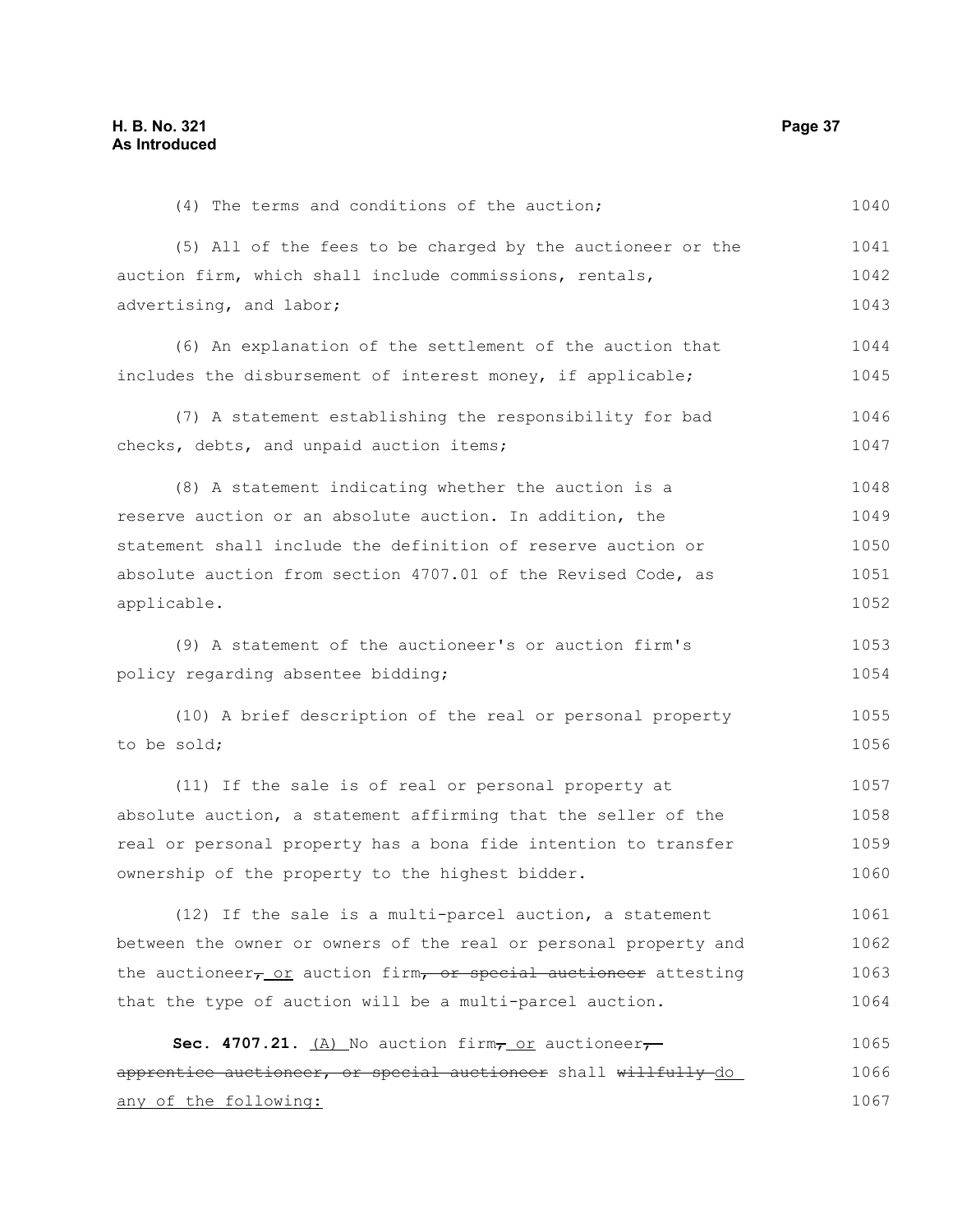(4) The terms and conditions of the auction;

(5) All of the fees to be charged by the auctioneer or the auction firm, which shall include commissions, rentals, advertising, and labor;

(6) An explanation of the settlement of the auction that includes the disbursement of interest money, if applicable;

(7) A statement establishing the responsibility for bad checks, debts, and unpaid auction items;

(8) A statement indicating whether the auction is a reserve auction or an absolute auction. In addition, the statement shall include the definition of reserve auction or absolute auction from section 4707.01 of the Revised Code, as applicable.

(9) A statement of the auctioneer's or auction firm's policy regarding absentee bidding;

(10) A brief description of the real or personal property to be sold;

(11) If the sale is of real or personal property at absolute auction, a statement affirming that the seller of the real or personal property has a bona fide intention to transfer ownership of the property to the highest bidder.

(12) If the sale is a multi-parcel auction, a statement between the owner or owners of the real or personal property and the auctioneer~~,~~ or auction firm~~, or special auctioneer~~ attesting that the type of auction will be a multi-parcel auction.

**Sec. 4707.21.** (A) No auction firm~~,~~ or auctioneer~~, apprentice auctioneer, or special auctioneer~~ shall ~~willfully~~ do any of the following: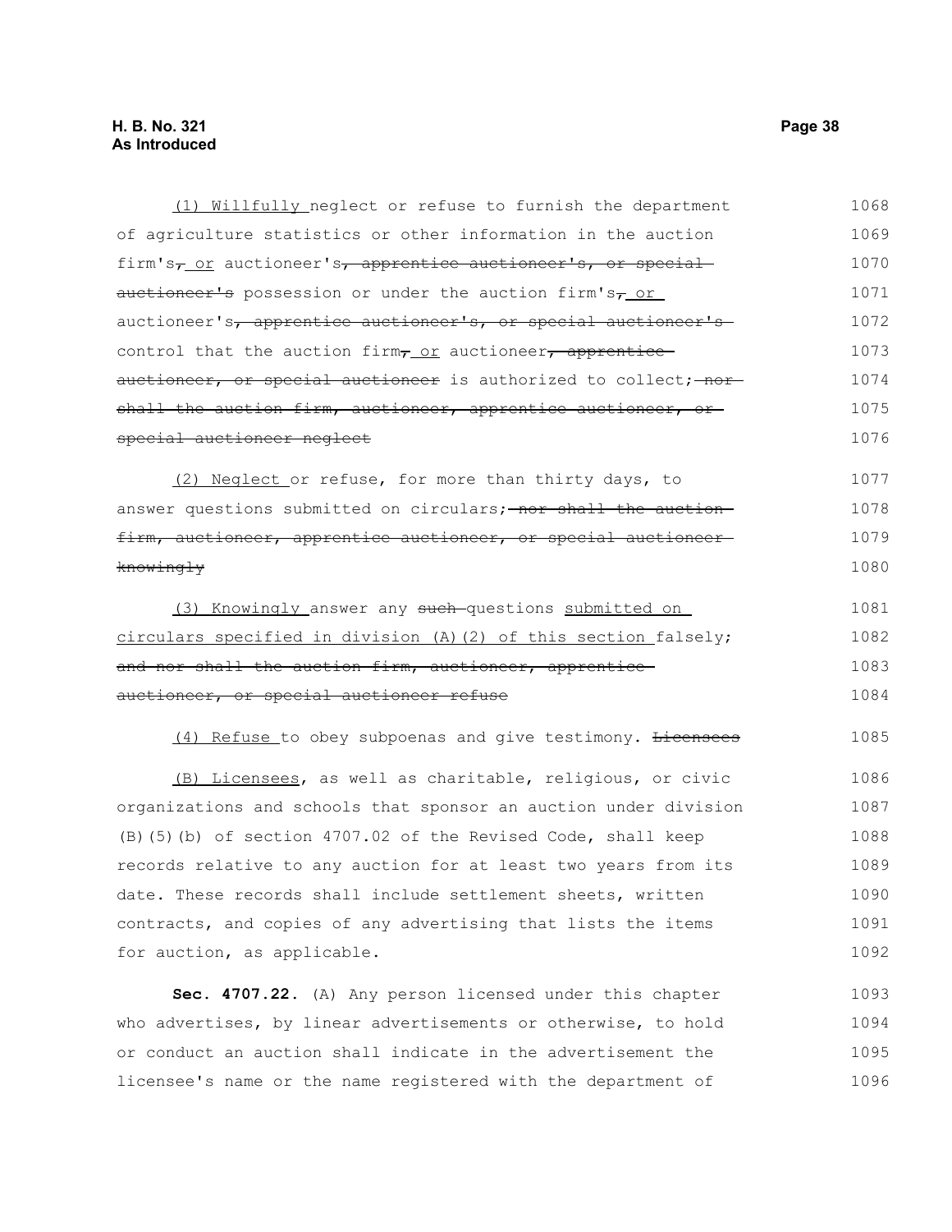(1) Willfully neglect or refuse to furnish the department of agriculture statistics or other information in the auction firm's, or auctioneer's, apprentice auctioneer's, or special auctioneer's possession or under the auction firm's, or auctioneer's, apprentice auctioneer's, or special auctioneer's control that the auction firm, or auctioneer, apprentice auctioneer, or special auctioneer is authorized to collect; nor shall the auction firm, auctioneer, apprentice auctioneer, or special auctioneer neglect

(2) Neglect or refuse, for more than thirty days, to answer questions submitted on circulars; nor shall the auction firm, auctioneer, apprentice auctioneer, or special auctioneer knowingly

(3) Knowingly answer any such questions submitted on circulars specified in division (A)(2) of this section falsely; and nor shall the auction firm, auctioneer, apprentice auctioneer, or special auctioneer refuse

(4) Refuse to obey subpoenas and give testimony. Licensees

(B) Licensees, as well as charitable, religious, or civic organizations and schools that sponsor an auction under division (B)(5)(b) of section 4707.02 of the Revised Code, shall keep records relative to any auction for at least two years from its date. These records shall include settlement sheets, written contracts, and copies of any advertising that lists the items for auction, as applicable.

**Sec. 4707.22.** (A) Any person licensed under this chapter who advertises, by linear advertisements or otherwise, to hold or conduct an auction shall indicate in the advertisement the licensee's name or the name registered with the department of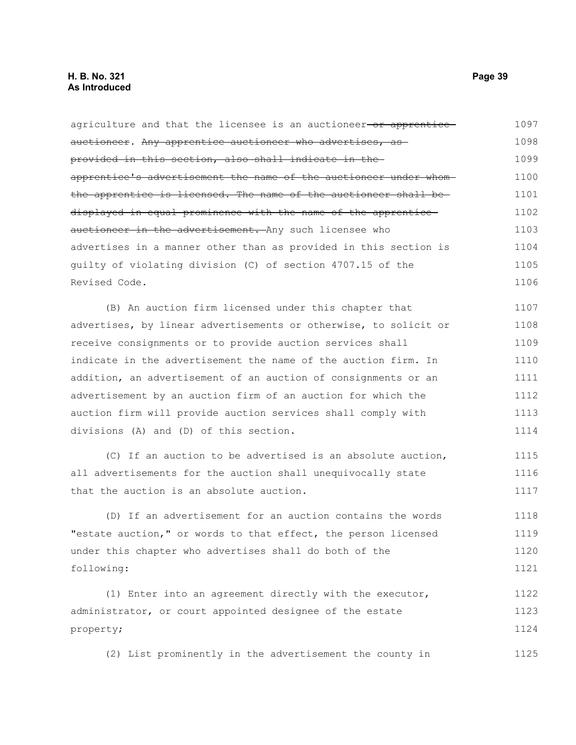agriculture and that the licensee is an auctioneer~~ or apprentice auctioneer~~. ~~Any apprentice auctioneer who advertises, as provided in this section, also shall indicate in the apprentice's advertisement the name of the auctioneer under whom the apprentice is licensed. The name of the auctioneer shall be displayed in equal prominence with the name of the apprentice auctioneer in the advertisement.~~ Any such licensee who advertises in a manner other than as provided in this section is guilty of violating division (C) of section 4707.15 of the Revised Code.

(B) An auction firm licensed under this chapter that advertises, by linear advertisements or otherwise, to solicit or receive consignments or to provide auction services shall indicate in the advertisement the name of the auction firm. In addition, an advertisement of an auction of consignments or an advertisement by an auction firm of an auction for which the auction firm will provide auction services shall comply with divisions (A) and (D) of this section.

(C) If an auction to be advertised is an absolute auction, all advertisements for the auction shall unequivocally state that the auction is an absolute auction.

(D) If an advertisement for an auction contains the words "estate auction," or words to that effect, the person licensed under this chapter who advertises shall do both of the following:

(1) Enter into an agreement directly with the executor, administrator, or court appointed designee of the estate property;

(2) List prominently in the advertisement the county in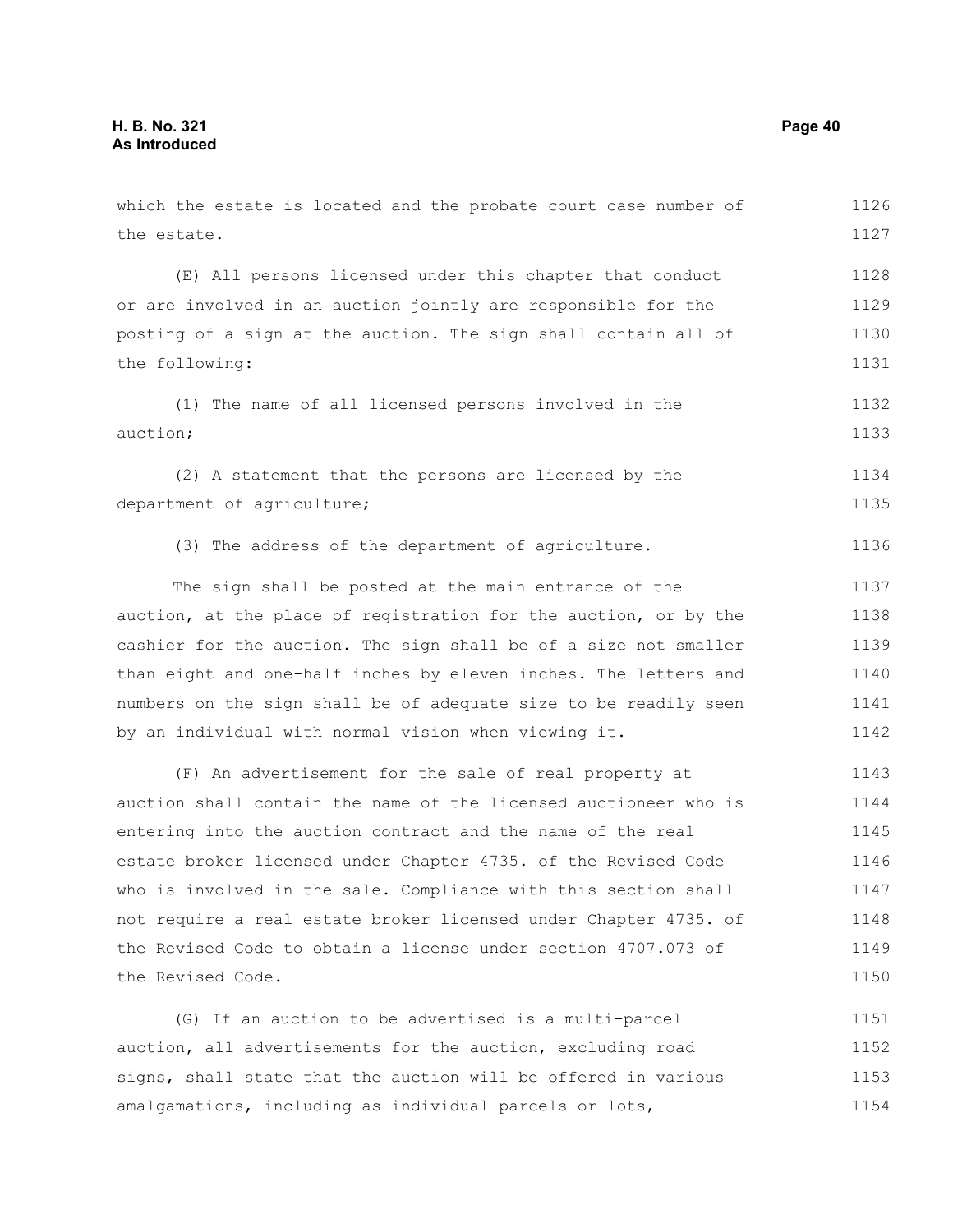which the estate is located and the probate court case number of the estate.

(E) All persons licensed under this chapter that conduct or are involved in an auction jointly are responsible for the posting of a sign at the auction. The sign shall contain all of the following:

(1) The name of all licensed persons involved in the auction;

(2) A statement that the persons are licensed by the department of agriculture;

(3) The address of the department of agriculture.

The sign shall be posted at the main entrance of the auction, at the place of registration for the auction, or by the cashier for the auction. The sign shall be of a size not smaller than eight and one-half inches by eleven inches. The letters and numbers on the sign shall be of adequate size to be readily seen by an individual with normal vision when viewing it.

(F) An advertisement for the sale of real property at auction shall contain the name of the licensed auctioneer who is entering into the auction contract and the name of the real estate broker licensed under Chapter 4735. of the Revised Code who is involved in the sale. Compliance with this section shall not require a real estate broker licensed under Chapter 4735. of the Revised Code to obtain a license under section 4707.073 of the Revised Code.

(G) If an auction to be advertised is a multi-parcel auction, all advertisements for the auction, excluding road signs, shall state that the auction will be offered in various amalgamations, including as individual parcels or lots,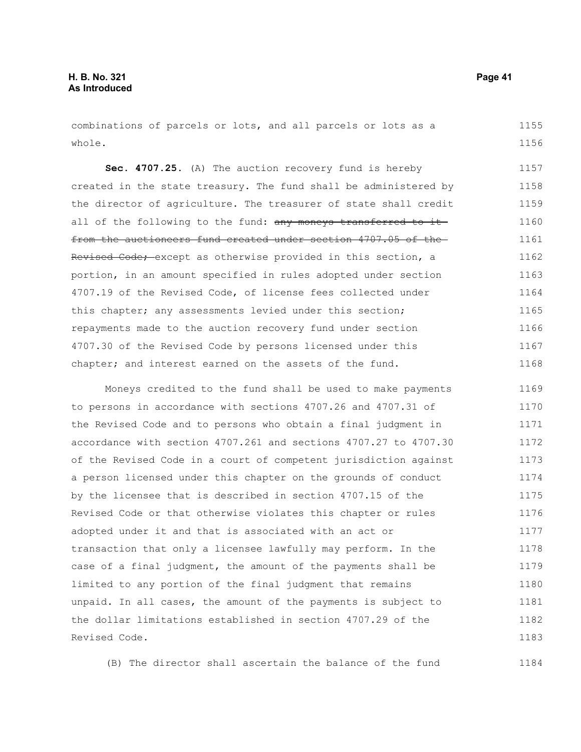combinations of parcels or lots, and all parcels or lots as a whole.

**Sec. 4707.25.** (A) The auction recovery fund is hereby created in the state treasury. The fund shall be administered by the director of agriculture. The treasurer of state shall credit all of the following to the fund: ~~any moneys transferred to it from the auctioneers fund created under section 4707.05 of the Revised Code;~~ except as otherwise provided in this section, a portion, in an amount specified in rules adopted under section 4707.19 of the Revised Code, of license fees collected under this chapter; any assessments levied under this section; repayments made to the auction recovery fund under section 4707.30 of the Revised Code by persons licensed under this chapter; and interest earned on the assets of the fund.

Moneys credited to the fund shall be used to make payments to persons in accordance with sections 4707.26 and 4707.31 of the Revised Code and to persons who obtain a final judgment in accordance with section 4707.261 and sections 4707.27 to 4707.30 of the Revised Code in a court of competent jurisdiction against a person licensed under this chapter on the grounds of conduct by the licensee that is described in section 4707.15 of the Revised Code or that otherwise violates this chapter or rules adopted under it and that is associated with an act or transaction that only a licensee lawfully may perform. In the case of a final judgment, the amount of the payments shall be limited to any portion of the final judgment that remains unpaid. In all cases, the amount of the payments is subject to the dollar limitations established in section 4707.29 of the Revised Code.

(B) The director shall ascertain the balance of the fund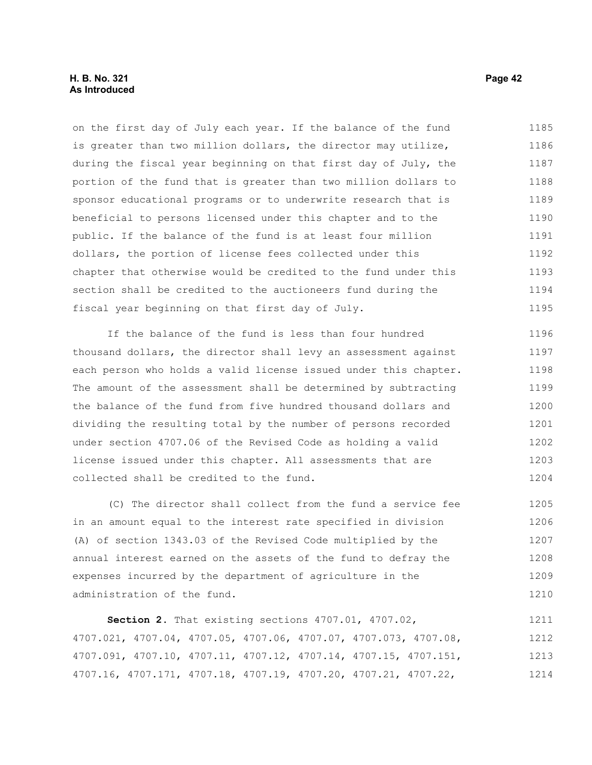on the first day of July each year. If the balance of the fund is greater than two million dollars, the director may utilize, during the fiscal year beginning on that first day of July, the portion of the fund that is greater than two million dollars to sponsor educational programs or to underwrite research that is beneficial to persons licensed under this chapter and to the public. If the balance of the fund is at least four million dollars, the portion of license fees collected under this chapter that otherwise would be credited to the fund under this section shall be credited to the auctioneers fund during the fiscal year beginning on that first day of July.

If the balance of the fund is less than four hundred thousand dollars, the director shall levy an assessment against each person who holds a valid license issued under this chapter. The amount of the assessment shall be determined by subtracting the balance of the fund from five hundred thousand dollars and dividing the resulting total by the number of persons recorded under section 4707.06 of the Revised Code as holding a valid license issued under this chapter. All assessments that are collected shall be credited to the fund.

(C) The director shall collect from the fund a service fee in an amount equal to the interest rate specified in division (A) of section 1343.03 of the Revised Code multiplied by the annual interest earned on the assets of the fund to defray the expenses incurred by the department of agriculture in the administration of the fund.

**Section 2.** That existing sections 4707.01, 4707.02, 4707.021, 4707.04, 4707.05, 4707.06, 4707.07, 4707.073, 4707.08, 4707.091, 4707.10, 4707.11, 4707.12, 4707.14, 4707.15, 4707.151, 4707.16, 4707.171, 4707.18, 4707.19, 4707.20, 4707.21, 4707.22,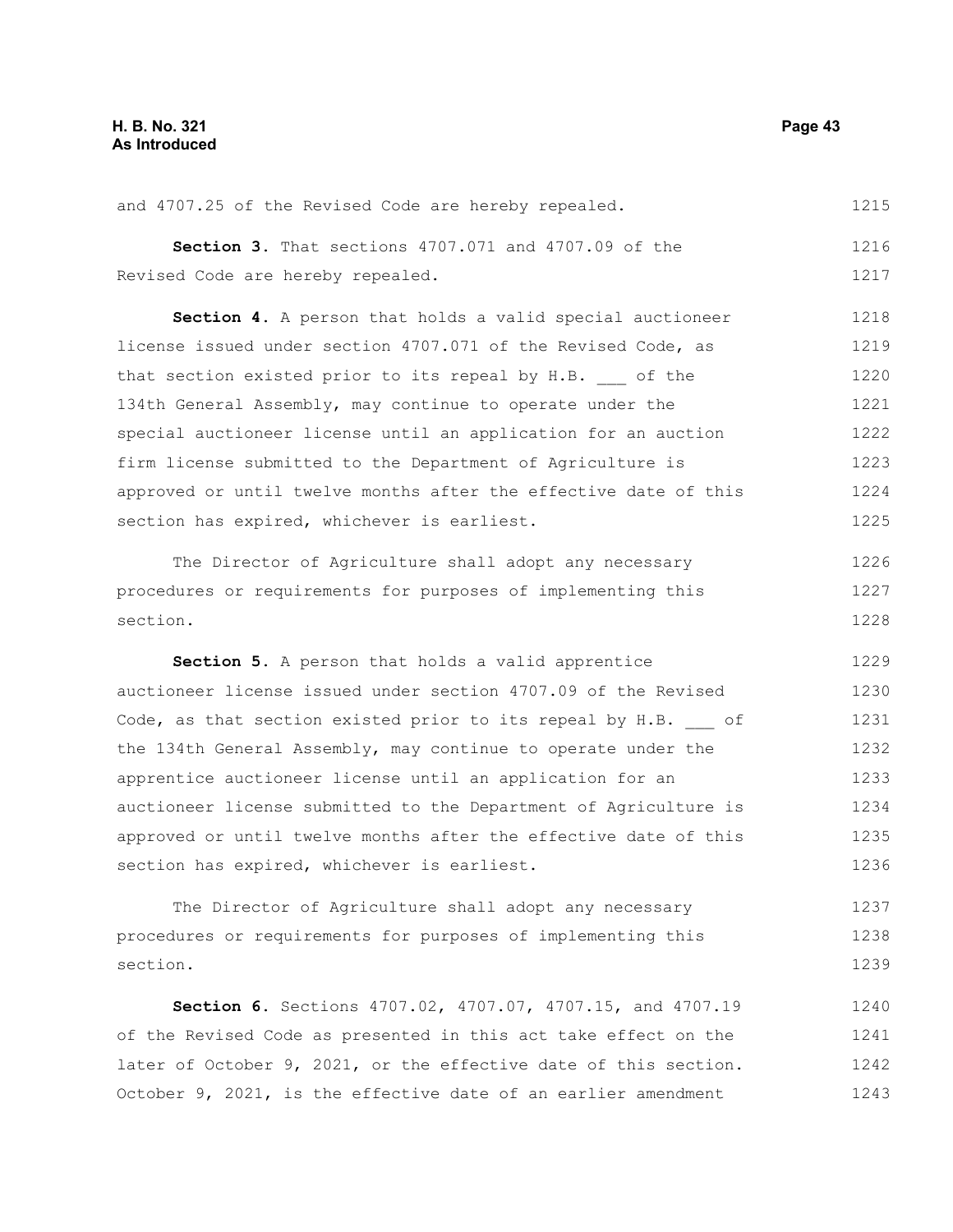and 4707.25 of the Revised Code are hereby repealed.

**Section 3.** That sections 4707.071 and 4707.09 of the Revised Code are hereby repealed.

**Section 4.** A person that holds a valid special auctioneer license issued under section 4707.071 of the Revised Code, as that section existed prior to its repeal by H.B. ___ of the 134th General Assembly, may continue to operate under the special auctioneer license until an application for an auction firm license submitted to the Department of Agriculture is approved or until twelve months after the effective date of this section has expired, whichever is earliest.

The Director of Agriculture shall adopt any necessary procedures or requirements for purposes of implementing this section.

**Section 5.** A person that holds a valid apprentice auctioneer license issued under section 4707.09 of the Revised Code, as that section existed prior to its repeal by H.B. ___ of the 134th General Assembly, may continue to operate under the apprentice auctioneer license until an application for an auctioneer license submitted to the Department of Agriculture is approved or until twelve months after the effective date of this section has expired, whichever is earliest.

The Director of Agriculture shall adopt any necessary procedures or requirements for purposes of implementing this section.

**Section 6.** Sections 4707.02, 4707.07, 4707.15, and 4707.19 of the Revised Code as presented in this act take effect on the later of October 9, 2021, or the effective date of this section. October 9, 2021, is the effective date of an earlier amendment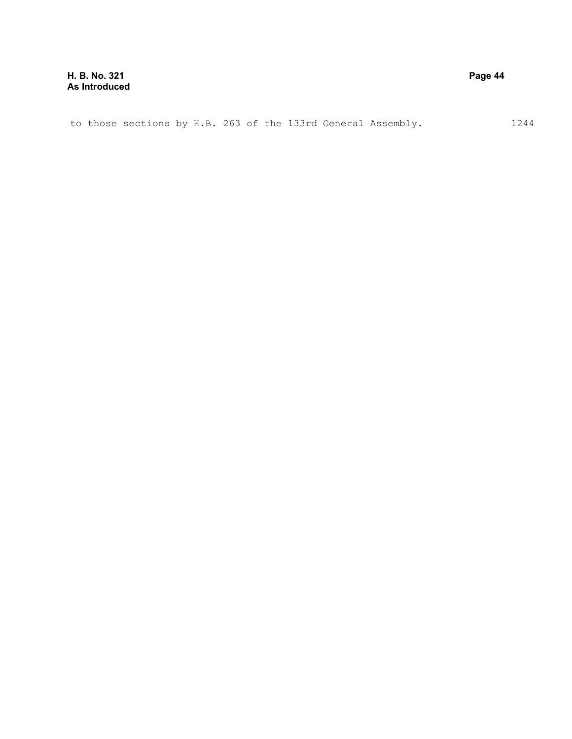to those sections by H.B. 263 of the 133rd General Assembly.